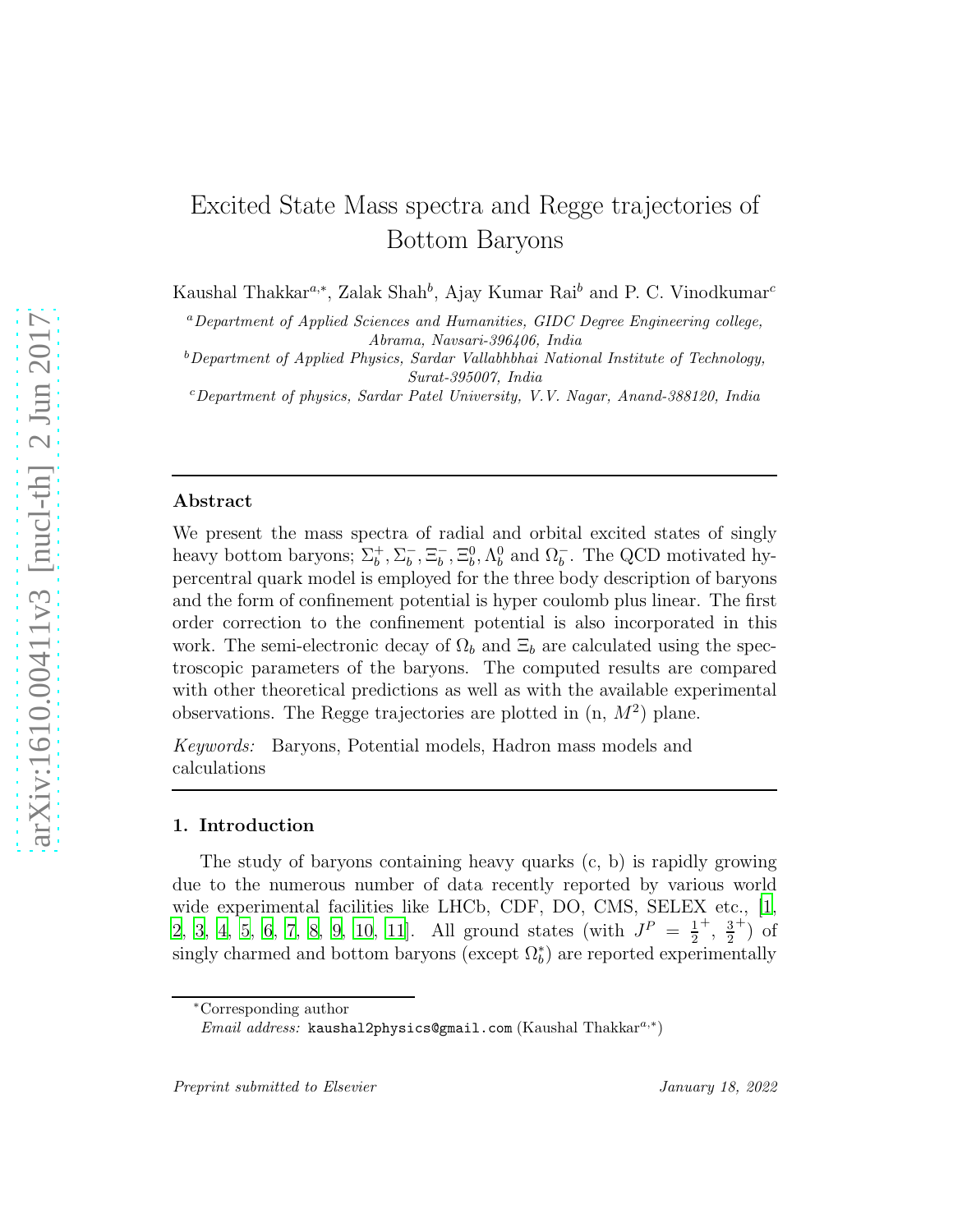# Excited State Mass spectra and Regge trajectories of Bottom Baryons

Kaushal Thakkar[a,*], Zalak Shah[b], Ajay Kumar Rai[b] and P. C. Vinodkumar[c]

[a]*Department of Applied Sciences and Humanities, GIDC Degree Engineering college, Abrama, Navsari-396406, India*

[b]*Department of Applied Physics, Sardar Vallabhbhai National Institute of Technology, Surat-395007, India*

[c]*Department of physics, Sardar Patel University, V.V. Nagar, Anand-388120, India*

---

## Abstract

We present the mass spectra of radial and orbital excited states of singly heavy bottom baryons; $\Sigma_b^+, \Sigma_b^-, \Xi_b^-, \Xi_b^0, \Lambda_b^0$ and $\Omega_b^-$. The QCD motivated hypercentral quark model is employed for the three body description of baryons and the form of confinement potential is hyper coulomb plus linear. The first order correction to the confinement potential is also incorporated in this work. The semi-electronic decay of $\Omega_b$ and $\Xi_b$ are calculated using the spectroscopic parameters of the baryons. The computed results are compared with other theoretical predictions as well as with the available experimental observations. The Regge trajectories are plotted in (n, $M^2$) plane.

*Keywords:* Baryons, Potential models, Hadron mass models and calculations

---

## 1. Introduction

The study of baryons containing heavy quarks (c, b) is rapidly growing due to the numerous number of data recently reported by various world wide experimental facilities like LHCb, CDF, DO, CMS, SELEX etc., [1, 2, 3, 4, 5, 6, 7, 8, 9, 10, 11]. All ground states (with $J^P = \frac{1}{2}^+, \frac{3}{2}^+$) of singly charmed and bottom baryons (except $\Omega_b^*$) are reported experimentally

---

*Corresponding author

*Email address:* kaushal2physics@gmail.com (Kaushal Thakkar[a,*])

*Preprint submitted to Elsevier* January 18, 2022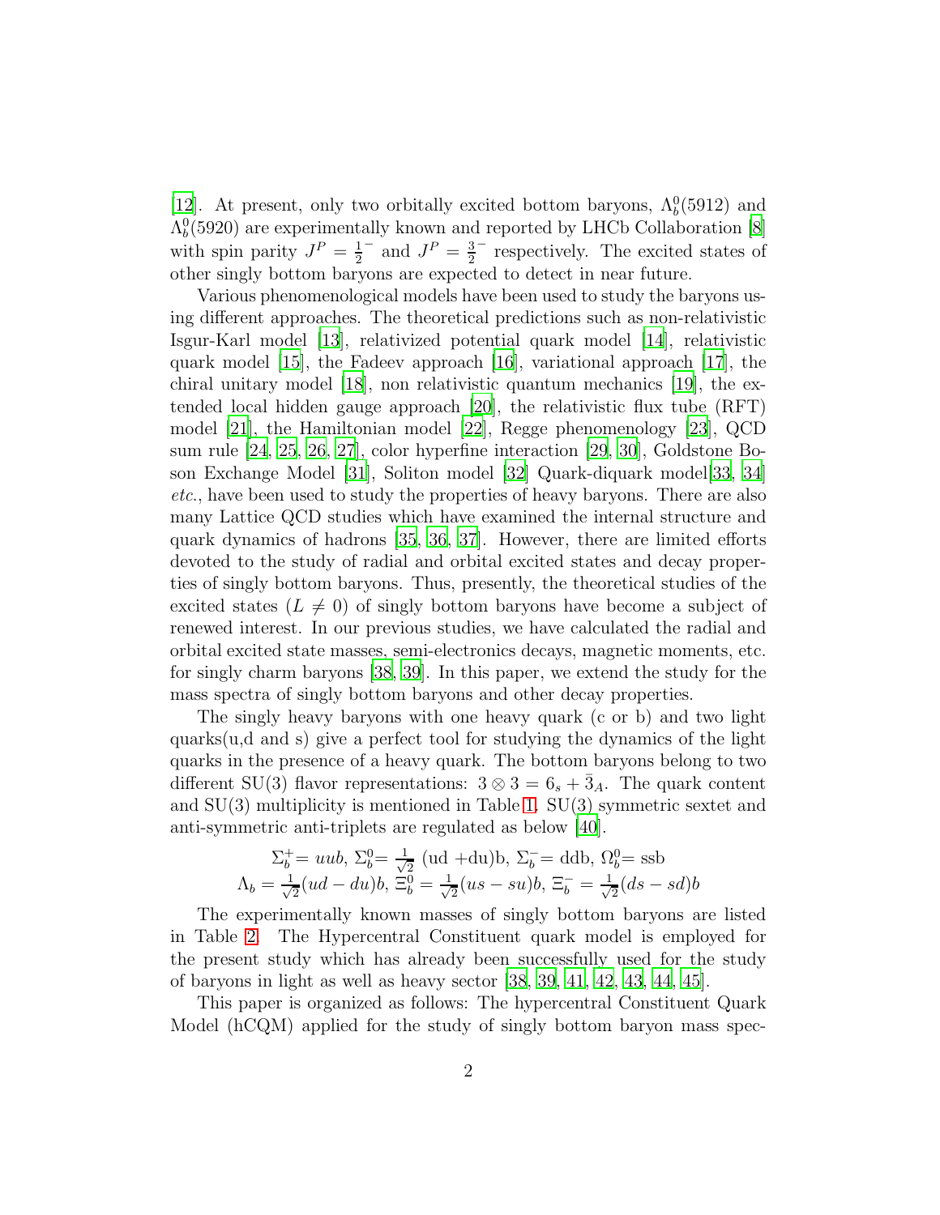[12]. At present, only two orbitally excited bottom baryons, $\Lambda_b^0(5912)$ and $\Lambda_b^0(5920)$ are experimentally known and reported by LHCb Collaboration [8] with spin parity $J^P = \frac{1}{2}^-$ and $J^P = \frac{3}{2}^-$ respectively. The excited states of other singly bottom baryons are expected to detect in near future.

Various phenomenological models have been used to study the baryons using different approaches. The theoretical predictions such as non-relativistic Isgur-Karl model [13], relativized potential quark model [14], relativistic quark model [15], the Fadeev approach [16], variational approach [17], the chiral unitary model [18], non relativistic quantum mechanics [19], the extended local hidden gauge approach [20], the relativistic flux tube (RFT) model [21], the Hamiltonian model [22], Regge phenomenology [23], QCD sum rule [24, 25, 26, 27], color hyperfine interaction [29, 30], Goldstone Boson Exchange Model [31], Soliton model [32] Quark-diquark model[33, 34] *etc.*, have been used to study the properties of heavy baryons. There are also many Lattice QCD studies which have examined the internal structure and quark dynamics of hadrons [35, 36, 37]. However, there are limited efforts devoted to the study of radial and orbital excited states and decay properties of singly bottom baryons. Thus, presently, the theoretical studies of the excited states ($L \neq 0$) of singly bottom baryons have become a subject of renewed interest. In our previous studies, we have calculated the radial and orbital excited state masses, semi-electronics decays, magnetic moments, etc. for singly charm baryons [38, 39]. In this paper, we extend the study for the mass spectra of singly bottom baryons and other decay properties.

The singly heavy baryons with one heavy quark (c or b) and two light quarks(u,d and s) give a perfect tool for studying the dynamics of the light quarks in the presence of a heavy quark. The bottom baryons belong to two different SU(3) flavor representations: $3 \otimes 3 = 6_s + \bar{3}_A$. The quark content and SU(3) multiplicity is mentioned in Table 1. SU(3) symmetric sextet and anti-symmetric anti-triplets are regulated as below [40].

$$\Sigma_b^+ = uub,\ \Sigma_b^0 = \frac{1}{\sqrt{2}}\ (\text{ud} + \text{du})\text{b},\ \Sigma_b^- = \text{ddb},\ \Omega_b^0 = \text{ssb}$$
$$\Lambda_b = \frac{1}{\sqrt{2}}(ud - du)b,\ \Xi_b^0 = \frac{1}{\sqrt{2}}(us - su)b,\ \Xi_b^- = \frac{1}{\sqrt{2}}(ds - sd)b$$

The experimentally known masses of singly bottom baryons are listed in Table 2. The Hypercentral Constituent quark model is employed for the present study which has already been successfully used for the study of baryons in light as well as heavy sector [38, 39, 41, 42, 43, 44, 45].

This paper is organized as follows: The hypercentral Constituent Quark Model (hCQM) applied for the study of singly bottom baryon mass spec-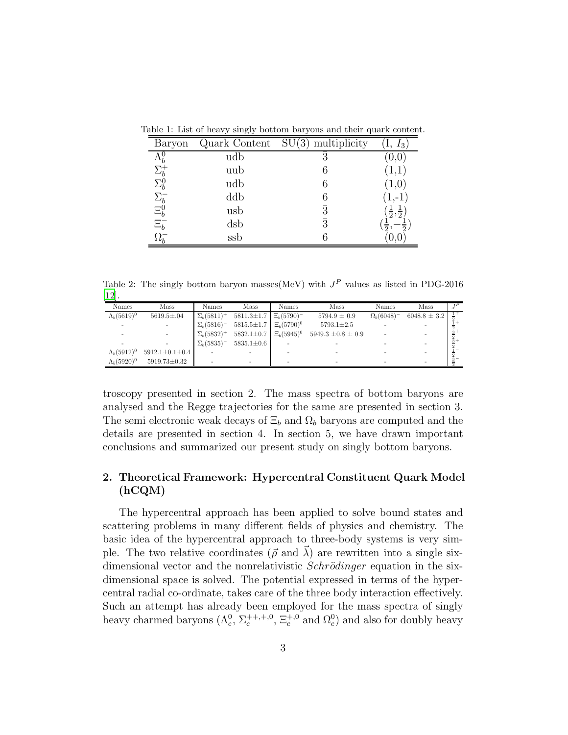Table 1: List of heavy singly bottom baryons and their quark content.

| Baryon | Quark Content | SU(3) multiplicity | (I, $I_3$) |
|---|---|---|---|
| $\Lambda_b^0$ | udb | $\bar{3}$ | (0,0) |
| $\Sigma_b^+$ | uub | 6 | (1,1) |
| $\Sigma_b^0$ | udb | 6 | (1,0) |
| $\Sigma_b^-$ | ddb | 6 | (1,-1) |
| $\Xi_b^0$ | usb | $\bar{3}$ | $(\frac{1}{2},\frac{1}{2})$ |
| $\Xi_b^-$ | dsb | $\bar{3}$ | $(\frac{1}{2},-\frac{1}{2})$ |
| $\Omega_b^-$ | ssb | 6 | (0,0) |

Table 2: The singly bottom baryon masses(MeV) with $J^P$ values as listed in PDG-2016 [12].

| Names | Mass | Names | Mass | Names | Mass | Names | Mass | $J^P$ |
|---|---|---|---|---|---|---|---|---|
| $\Lambda_b(5619)^0$ | 5619.5±.04 | $\Sigma_b(5811)^+$ | 5811.3±1.7 | $\Xi_b(5790)^-$ | 5794.9 ± 0.9 | $\Omega_b(6048)^-$ | 6048.8 ± 3.2 | $\frac{1}{2}^+$ |
| - | - | $\Sigma_b(5816)^-$ | 5815.5±1.7 | $\Xi_b(5790)^0$ | 5793.1±2.5 | - | - | $\frac{1}{2}^+$ |
| - | - | $\Sigma_b(5832)^+$ | 5832.1±0.7 | $\Xi_b(5945)^0$ | 5949.3 ±0.8 ± 0.9 | - | - | $\frac{3}{2}^+$ |
| - | - | $\Sigma_b(5835)^-$ | 5835.1±0.6 | - | - | - | - | $\frac{3}{2}^+$ |
| $\Lambda_b(5912)^0$ | 5912.1±0.1±0.4 | - | - | - | - | - | - | $\frac{1}{2}^-$ |
| $\Lambda_b(5920)^0$ | 5919.73±0.32 | - | - | - | - | - | - | $\frac{3}{2}^-$ |

troscopy presented in section 2. The mass spectra of bottom baryons are analysed and the Regge trajectories for the same are presented in section 3. The semi electronic weak decays of $\Xi_b$ and $\Omega_b$ baryons are computed and the details are presented in section 4. In section 5, we have drawn important conclusions and summarized our present study on singly bottom baryons.

## 2. Theoretical Framework: Hypercentral Constituent Quark Model (hCQM)

The hypercentral approach has been applied to solve bound states and scattering problems in many different fields of physics and chemistry. The basic idea of the hypercentral approach to three-body systems is very simple. The two relative coordinates ($\vec{\rho}$ and $\vec{\lambda}$) are rewritten into a single six-dimensional vector and the nonrelativistic *Schrödinger* equation in the six-dimensional space is solved. The potential expressed in terms of the hypercentral radial co-ordinate, takes care of the three body interaction effectively. Such an attempt has already been employed for the mass spectra of singly heavy charmed baryons ($\Lambda_c^0$, $\Sigma_c^{++,+,0}$, $\Xi_c^{+,0}$ and $\Omega_c^0$) and also for doubly heavy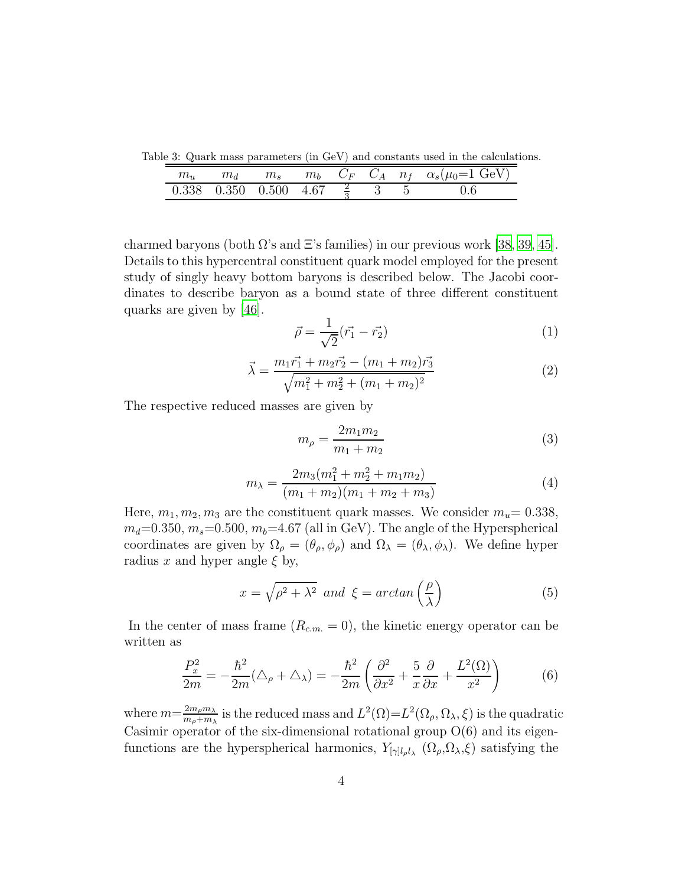Table 3: Quark mass parameters (in GeV) and constants used in the calculations.

| $m_u$ | $m_d$ | $m_s$ | $m_b$ | $C_F$ | $C_A$ | $n_f$ | $\alpha_s(\mu_0$=1 GeV) |
|---|---|---|---|---|---|---|---|
| 0.338 | 0.350 | 0.500 | 4.67 | $\frac{2}{3}$ | 3 | 5 | 0.6 |

charmed baryons (both Ω's and Ξ's families) in our previous work [38, 39, 45]. Details to this hypercentral constituent quark model employed for the present study of singly heavy bottom baryons is described below. The Jacobi coordinates to describe baryon as a bound state of three different constituent quarks are given by [46].

$$\vec{\rho} = \frac{1}{\sqrt{2}}(\vec{r_1} - \vec{r_2}) \tag{1}$$

$$\vec{\lambda} = \frac{m_1\vec{r_1} + m_2\vec{r_2} - (m_1 + m_2)\vec{r_3}}{\sqrt{m_1^2 + m_2^2 + (m_1 + m_2)^2}} \tag{2}$$

The respective reduced masses are given by

$$m_\rho = \frac{2m_1m_2}{m_1 + m_2} \tag{3}$$

$$m_\lambda = \frac{2m_3(m_1^2 + m_2^2 + m_1m_2)}{(m_1 + m_2)(m_1 + m_2 + m_3)} \tag{4}$$

Here, $m_1, m_2, m_3$ are the constituent quark masses. We consider $m_u$= 0.338, $m_d$=0.350, $m_s$=0.500, $m_b$=4.67 (all in GeV). The angle of the Hyperspherical coordinates are given by $\Omega_\rho = (\theta_\rho, \phi_\rho)$ and $\Omega_\lambda = (\theta_\lambda, \phi_\lambda)$. We define hyper radius $x$ and hyper angle $\xi$ by,

$$x = \sqrt{\rho^2 + \lambda^2} \;\; and \;\; \xi = arctan\left(\frac{\rho}{\lambda}\right) \tag{5}$$

In the center of mass frame ($R_{c.m.} = 0$), the kinetic energy operator can be written as

$$\frac{P_x^2}{2m} = -\frac{\hbar^2}{2m}(\triangle_\rho + \triangle_\lambda) = -\frac{\hbar^2}{2m}\left(\frac{\partial^2}{\partial x^2} + \frac{5}{x}\frac{\partial}{\partial x} + \frac{L^2(\Omega)}{x^2}\right) \tag{6}$$

where $m$=$\frac{2m_\rho m_\lambda}{m_\rho + m_\lambda}$ is the reduced mass and $L^2(\Omega)$=$L^2(\Omega_\rho, \Omega_\lambda, \xi)$ is the quadratic Casimir operator of the six-dimensional rotational group O(6) and its eigenfunctions are the hyperspherical harmonics, $Y_{[\gamma]l_\rho l_\lambda}$ ($\Omega_\rho$,$\Omega_\lambda$,$\xi$) satisfying the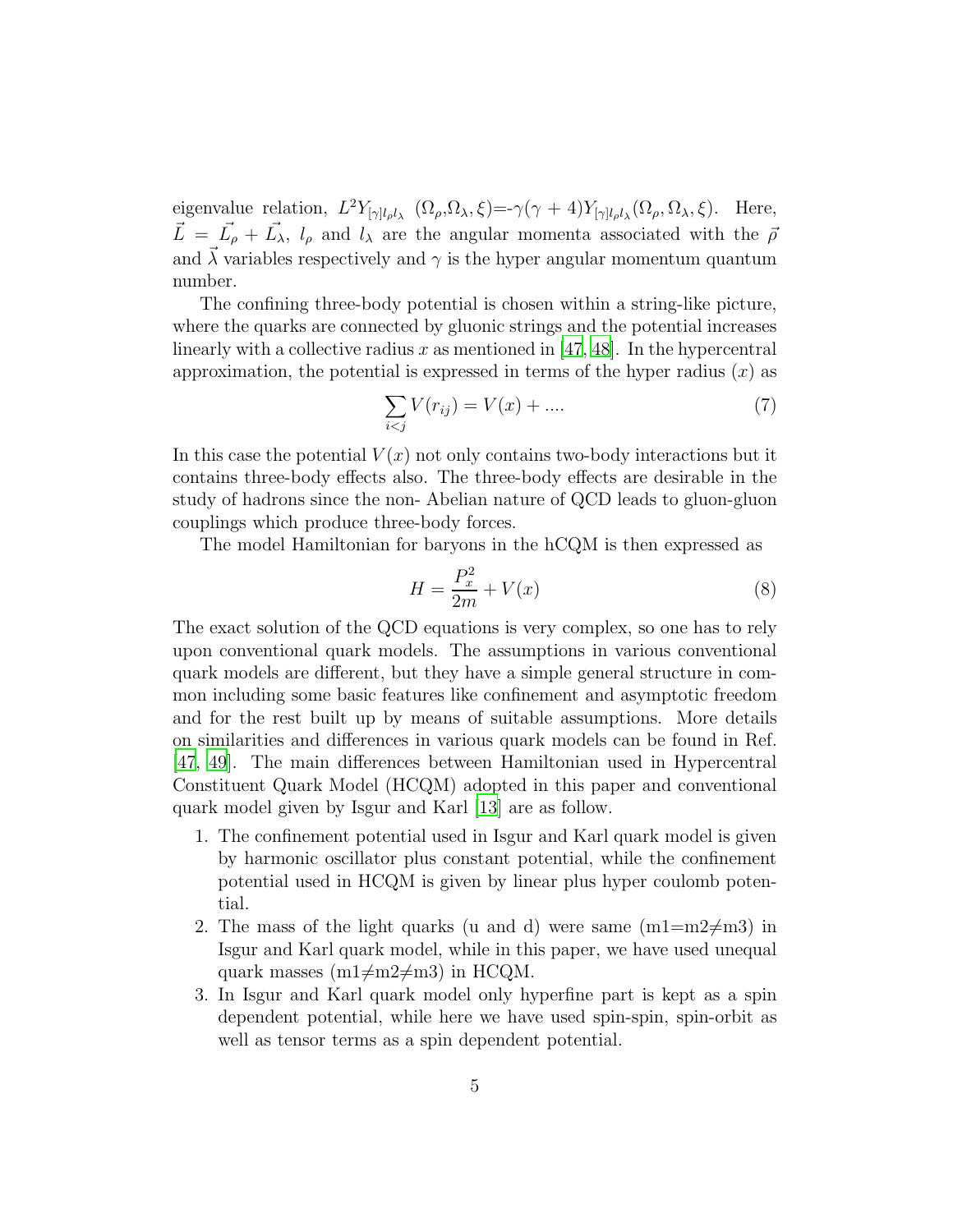eigenvalue relation, $L^2 Y_{[\gamma]l_\rho l_\lambda}$ $(\Omega_\rho,\Omega_\lambda,\xi)$=-$\gamma(\gamma+4)Y_{[\gamma]l_\rho l_\lambda}(\Omega_\rho,\Omega_\lambda,\xi)$. Here, $\vec{L}=\vec{L_\rho}+\vec{L_\lambda}$, $l_\rho$ and $l_\lambda$ are the angular momenta associated with the $\vec{\rho}$ and $\vec{\lambda}$ variables respectively and $\gamma$ is the hyper angular momentum quantum number.

The confining three-body potential is chosen within a string-like picture, where the quarks are connected by gluonic strings and the potential increases linearly with a collective radius $x$ as mentioned in [47, 48]. In the hypercentral approximation, the potential is expressed in terms of the hyper radius ($x$) as

$$\sum_{i<j} V(r_{ij}) = V(x) + .... \tag{7}$$

In this case the potential $V(x)$ not only contains two-body interactions but it contains three-body effects also. The three-body effects are desirable in the study of hadrons since the non- Abelian nature of QCD leads to gluon-gluon couplings which produce three-body forces.

The model Hamiltonian for baryons in the hCQM is then expressed as

$$H = \frac{P_x^2}{2m} + V(x) \tag{8}$$

The exact solution of the QCD equations is very complex, so one has to rely upon conventional quark models. The assumptions in various conventional quark models are different, but they have a simple general structure in common including some basic features like confinement and asymptotic freedom and for the rest built up by means of suitable assumptions. More details on similarities and differences in various quark models can be found in Ref. [47, 49]. The main differences between Hamiltonian used in Hypercentral Constituent Quark Model (HCQM) adopted in this paper and conventional quark model given by Isgur and Karl [13] are as follow.

1. The confinement potential used in Isgur and Karl quark model is given by harmonic oscillator plus constant potential, while the confinement potential used in HCQM is given by linear plus hyper coulomb potential.
2. The mass of the light quarks (u and d) were same ($m1=m2\neq m3$) in Isgur and Karl quark model, while in this paper, we have used unequal quark masses ($m1\neq m2\neq m3$) in HCQM.
3. In Isgur and Karl quark model only hyperfine part is kept as a spin dependent potential, while here we have used spin-spin, spin-orbit as well as tensor terms as a spin dependent potential.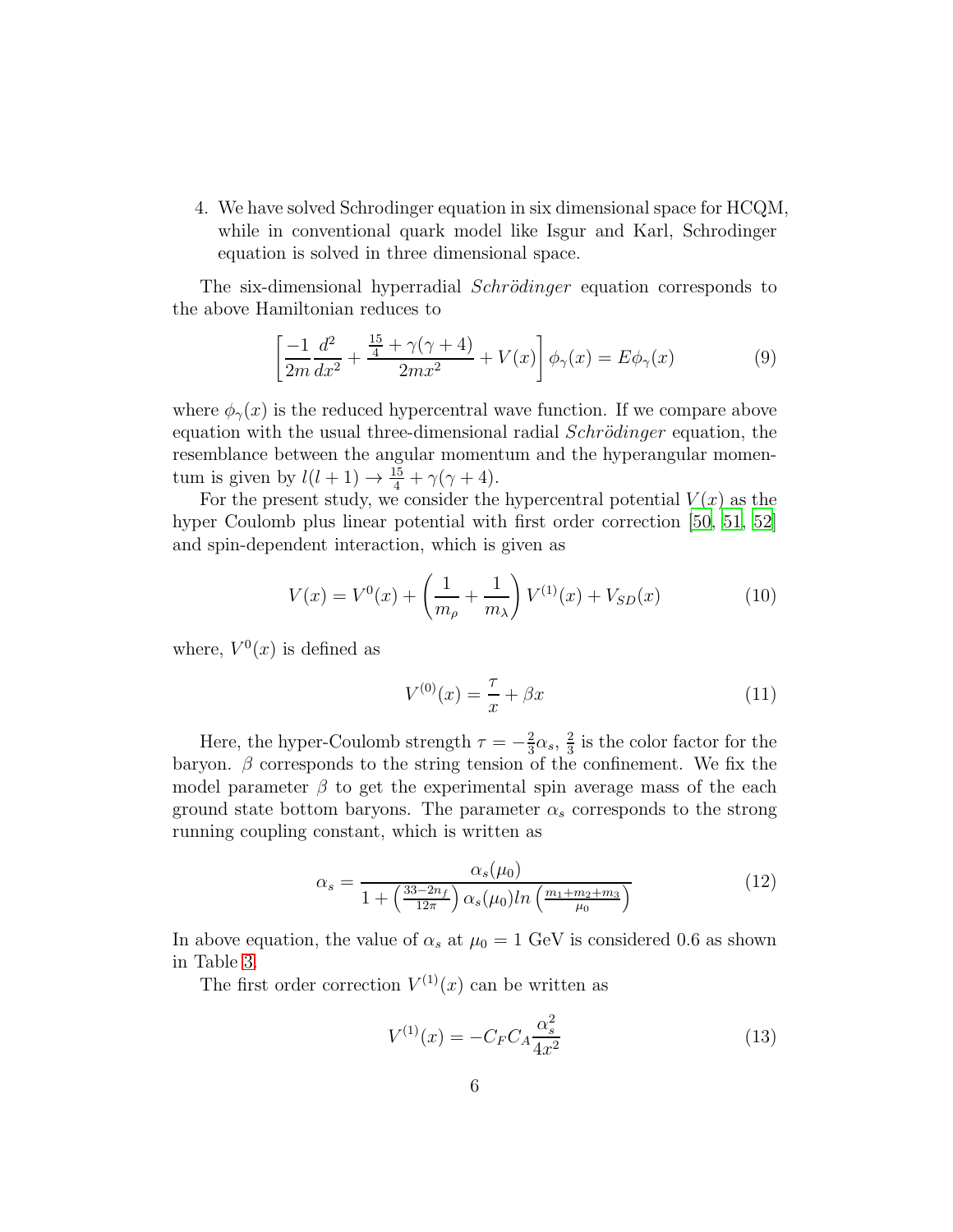4. We have solved Schrodinger equation in six dimensional space for HCQM, while in conventional quark model like Isgur and Karl, Schrodinger equation is solved in three dimensional space.

The six-dimensional hyperradial *Schrödinger* equation corresponds to the above Hamiltonian reduces to

$$\left[\frac{-1}{2m}\frac{d^2}{dx^2} + \frac{\frac{15}{4} + \gamma(\gamma+4)}{2mx^2} + V(x)\right]\phi_\gamma(x) = E\phi_\gamma(x) \tag{9}$$

where $\phi_\gamma(x)$ is the reduced hypercentral wave function. If we compare above equation with the usual three-dimensional radial *Schrödinger* equation, the resemblance between the angular momentum and the hyperangular momentum is given by $l(l+1) \rightarrow \frac{15}{4} + \gamma(\gamma+4)$.

For the present study, we consider the hypercentral potential $V(x)$ as the hyper Coulomb plus linear potential with first order correction [50, 51, 52] and spin-dependent interaction, which is given as

$$V(x) = V^0(x) + \left(\frac{1}{m_\rho} + \frac{1}{m_\lambda}\right)V^{(1)}(x) + V_{SD}(x) \tag{10}$$

where, $V^0(x)$ is defined as

$$V^{(0)}(x) = \frac{\tau}{x} + \beta x \tag{11}$$

Here, the hyper-Coulomb strength $\tau = -\frac{2}{3}\alpha_s$, $\frac{2}{3}$ is the color factor for the baryon. $\beta$ corresponds to the string tension of the confinement. We fix the model parameter $\beta$ to get the experimental spin average mass of the each ground state bottom baryons. The parameter $\alpha_s$ corresponds to the strong running coupling constant, which is written as

$$\alpha_s = \frac{\alpha_s(\mu_0)}{1 + \left(\frac{33-2n_f}{12\pi}\right)\alpha_s(\mu_0) ln\left(\frac{m_1+m_2+m_3}{\mu_0}\right)} \tag{12}$$

In above equation, the value of $\alpha_s$ at $\mu_0 = 1$ GeV is considered 0.6 as shown in Table 3.

The first order correction $V^{(1)}(x)$ can be written as

$$V^{(1)}(x) = -C_F C_A \frac{\alpha_s^2}{4x^2} \tag{13}$$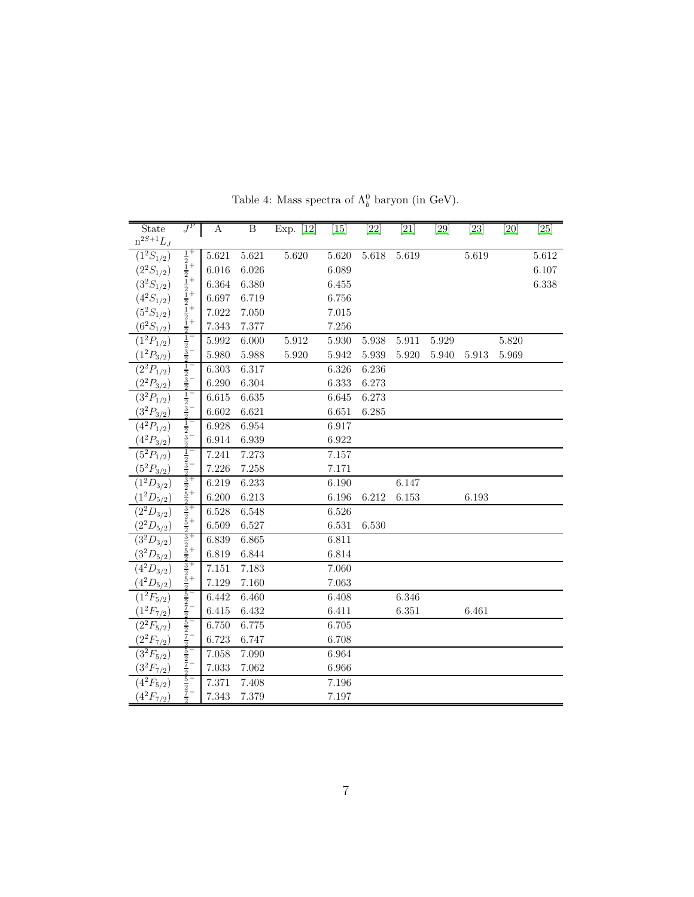Table 4: Mass spectra of $\Lambda_b^0$ baryon (in GeV).

| State $n^{2S+1}L_J$ | $J^P$ | A | B | Exp. [12] | [15] | [22] | [21] | [29] | [23] | [20] | [25] |
|---|---|---|---|---|---|---|---|---|---|---|---|
| $(1^2S_{1/2})$ | $\frac{1}{2}^+$ | 5.621 | 5.621 | 5.620 | 5.620 | 5.618 | 5.619 | | 5.619 | | 5.612 |
| $(2^2S_{1/2})$ | $\frac{1}{2}^+$ | 6.016 | 6.026 | | 6.089 | | | | | | 6.107 |
| $(3^2S_{1/2})$ | $\frac{1}{2}^+$ | 6.364 | 6.380 | | 6.455 | | | | | | 6.338 |
| $(4^2S_{1/2})$ | $\frac{1}{2}^+$ | 6.697 | 6.719 | | 6.756 | | | | | | |
| $(5^2S_{1/2})$ | $\frac{1}{2}^+$ | 7.022 | 7.050 | | 7.015 | | | | | | |
| $(6^2S_{1/2})$ | $\frac{1}{2}^+$ | 7.343 | 7.377 | | 7.256 | | | | | | |
| $(1^2P_{1/2})$ | $\frac{1}{2}^-$ | 5.992 | 6.000 | 5.912 | 5.930 | 5.938 | 5.911 | 5.929 | | 5.820 | |
| $(1^2P_{3/2})$ | $\frac{3}{2}^-$ | 5.980 | 5.988 | 5.920 | 5.942 | 5.939 | 5.920 | 5.940 | 5.913 | 5.969 | |
| $(2^2P_{1/2})$ | $\frac{1}{2}^-$ | 6.303 | 6.317 | | 6.326 | 6.236 | | | | | |
| $(2^2P_{3/2})$ | $\frac{3}{2}^-$ | 6.290 | 6.304 | | 6.333 | 6.273 | | | | | |
| $(3^2P_{1/2})$ | $\frac{1}{2}^-$ | 6.615 | 6.635 | | 6.645 | 6.273 | | | | | |
| $(3^2P_{3/2})$ | $\frac{3}{2}^-$ | 6.602 | 6.621 | | 6.651 | 6.285 | | | | | |
| $(4^2P_{1/2})$ | $\frac{1}{2}^-$ | 6.928 | 6.954 | | 6.917 | | | | | | |
| $(4^2P_{3/2})$ | $\frac{3}{2}^-$ | 6.914 | 6.939 | | 6.922 | | | | | | |
| $(5^2P_{1/2})$ | $\frac{1}{2}^-$ | 7.241 | 7.273 | | 7.157 | | | | | | |
| $(5^2P_{3/2})$ | $\frac{3}{2}^-$ | 7.226 | 7.258 | | 7.171 | | | | | | |
| $(1^2D_{3/2})$ | $\frac{3}{2}^+$ | 6.219 | 6.233 | | 6.190 | | 6.147 | | | | |
| $(1^2D_{5/2})$ | $\frac{5}{2}^+$ | 6.200 | 6.213 | | 6.196 | 6.212 | 6.153 | | 6.193 | | |
| $(2^2D_{3/2})$ | $\frac{3}{2}^+$ | 6.528 | 6.548 | | 6.526 | | | | | | |
| $(2^2D_{5/2})$ | $\frac{5}{2}^+$ | 6.509 | 6.527 | | 6.531 | 6.530 | | | | | |
| $(3^2D_{3/2})$ | $\frac{3}{2}^+$ | 6.839 | 6.865 | | 6.811 | | | | | | |
| $(3^2D_{5/2})$ | $\frac{5}{2}^+$ | 6.819 | 6.844 | | 6.814 | | | | | | |
| $(4^2D_{3/2})$ | $\frac{3}{2}^+$ | 7.151 | 7.183 | | 7.060 | | | | | | |
| $(4^2D_{5/2})$ | $\frac{5}{2}^+$ | 7.129 | 7.160 | | 7.063 | | | | | | |
| $(1^2F_{5/2})$ | $\frac{5}{2}^-$ | 6.442 | 6.460 | | 6.408 | | 6.346 | | | | |
| $(1^2F_{7/2})$ | $\frac{7}{2}^-$ | 6.415 | 6.432 | | 6.411 | | 6.351 | | 6.461 | | |
| $(2^2F_{5/2})$ | $\frac{5}{2}^-$ | 6.750 | 6.775 | | 6.705 | | | | | | |
| $(2^2F_{7/2})$ | $\frac{7}{2}^-$ | 6.723 | 6.747 | | 6.708 | | | | | | |
| $(3^2F_{5/2})$ | $\frac{5}{2}^-$ | 7.058 | 7.090 | | 6.964 | | | | | | |
| $(3^2F_{7/2})$ | $\frac{7}{2}^-$ | 7.033 | 7.062 | | 6.966 | | | | | | |
| $(4^2F_{5/2})$ | $\frac{5}{2}^-$ | 7.371 | 7.408 | | 7.196 | | | | | | |
| $(4^2F_{7/2})$ | $\frac{7}{2}^-$ | 7.343 | 7.379 | | 7.197 | | | | | | |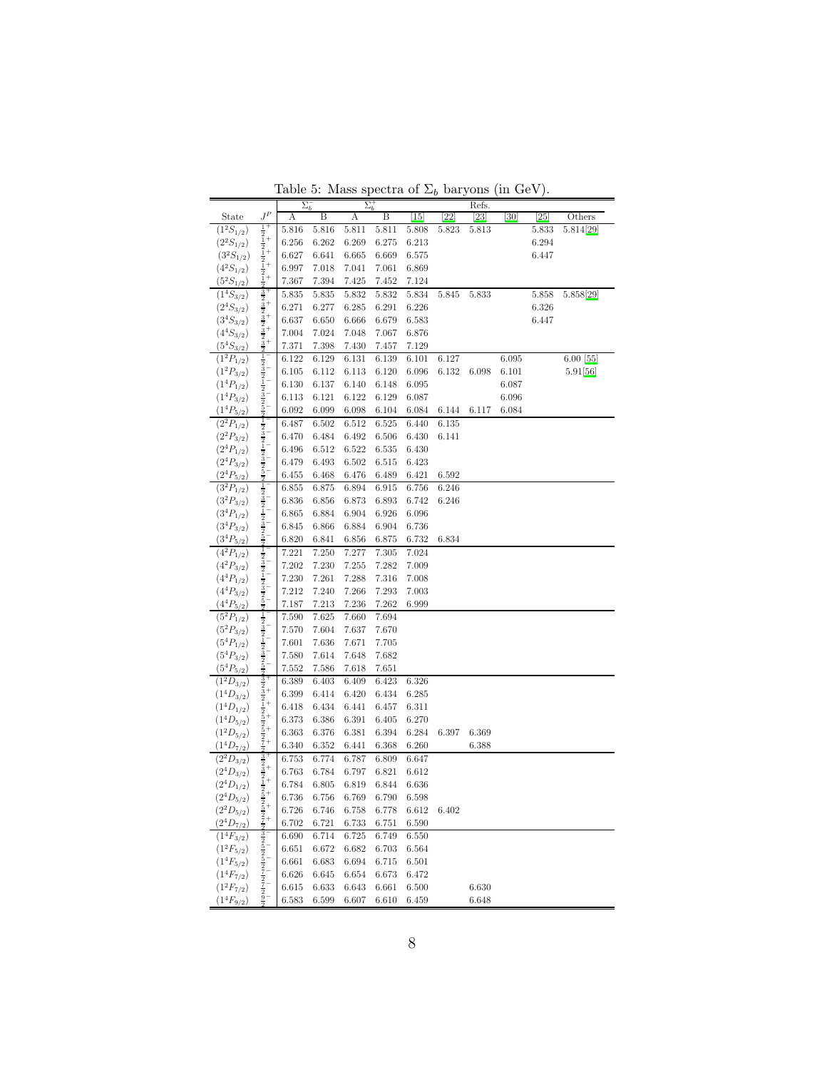Table 5: Mass spectra of $\Sigma_b$ baryons (in GeV).

| | | $\Sigma_b^-$ | | $\Sigma_b^+$ | | Refs. | | | | | |
|---|---|---|---|---|---|---|---|---|---|---|---|
| State | $J^P$ | A | B | A | B | [15] | [22] | [23] | [30] | [25] | Others |
| $(1^2S_{1/2})$ | $\frac{1}{2}^+$ | 5.816 | 5.816 | 5.811 | 5.811 | 5.808 | 5.823 | 5.813 | | 5.833 | 5.814[29] |
| $(2^2S_{1/2})$ | $\frac{1}{2}^+$ | 6.256 | 6.262 | 6.269 | 6.275 | 6.213 | | | | 6.294 | |
| $(3^2S_{1/2})$ | $\frac{1}{2}^+$ | 6.627 | 6.641 | 6.665 | 6.669 | 6.575 | | | | 6.447 | |
| $(4^2S_{1/2})$ | $\frac{1}{2}^+$ | 6.997 | 7.018 | 7.041 | 7.061 | 6.869 | | | | | |
| $(5^2S_{1/2})$ | $\frac{1}{2}^+$ | 7.367 | 7.394 | 7.425 | 7.452 | 7.124 | | | | | |
| $(1^4S_{3/2})$ | $\frac{3}{2}^+$ | 5.835 | 5.835 | 5.832 | 5.832 | 5.834 | 5.845 | 5.833 | | 5.858 | 5.858[29] |
| $(2^4S_{3/2})$ | $\frac{3}{2}^+$ | 6.271 | 6.277 | 6.285 | 6.291 | 6.226 | | | | 6.326 | |
| $(3^4S_{3/2})$ | $\frac{3}{2}^+$ | 6.637 | 6.650 | 6.666 | 6.679 | 6.583 | | | | 6.447 | |
| $(4^4S_{3/2})$ | $\frac{3}{2}^+$ | 7.004 | 7.024 | 7.048 | 7.067 | 6.876 | | | | | |
| $(5^4S_{3/2})$ | $\frac{3}{2}^+$ | 7.371 | 7.398 | 7.430 | 7.457 | 7.129 | | | | | |
| $(1^2P_{1/2})$ | $\frac{1}{2}^-$ | 6.122 | 6.129 | 6.131 | 6.139 | 6.101 | 6.127 | | 6.095 | | 6.00 [55] |
| $(1^2P_{3/2})$ | $\frac{3}{2}^-$ | 6.105 | 6.112 | 6.113 | 6.120 | 6.096 | 6.132 | 6.098 | 6.101 | | 5.91[56] |
| $(1^4P_{1/2})$ | $\frac{1}{2}^-$ | 6.130 | 6.137 | 6.140 | 6.148 | 6.095 | | | 6.087 | | |
| $(1^4P_{3/2})$ | $\frac{3}{2}^-$ | 6.113 | 6.121 | 6.122 | 6.129 | 6.087 | | | 6.096 | | |
| $(1^4P_{5/2})$ | $\frac{5}{2}^-$ | 6.092 | 6.099 | 6.098 | 6.104 | 6.084 | 6.144 | 6.117 | 6.084 | | |
| $(2^2P_{1/2})$ | $\frac{1}{2}^-$ | 6.487 | 6.502 | 6.512 | 6.525 | 6.440 | 6.135 | | | | |
| $(2^2P_{3/2})$ | $\frac{3}{2}^-$ | 6.470 | 6.484 | 6.492 | 6.506 | 6.430 | 6.141 | | | | |
| $(2^4P_{1/2})$ | $\frac{1}{2}^-$ | 6.496 | 6.512 | 6.522 | 6.535 | 6.430 | | | | | |
| $(2^4P_{3/2})$ | $\frac{3}{2}^-$ | 6.479 | 6.493 | 6.502 | 6.515 | 6.423 | | | | | |
| $(2^4P_{5/2})$ | $\frac{5}{2}^-$ | 6.455 | 6.468 | 6.476 | 6.489 | 6.421 | 6.592 | | | | |
| $(3^2P_{1/2})$ | $\frac{1}{2}^-$ | 6.855 | 6.875 | 6.894 | 6.915 | 6.756 | 6.246 | | | | |
| $(3^2P_{3/2})$ | $\frac{3}{2}^-$ | 6.836 | 6.856 | 6.873 | 6.893 | 6.742 | 6.246 | | | | |
| $(3^4P_{1/2})$ | $\frac{1}{2}^-$ | 6.865 | 6.884 | 6.904 | 6.926 | 6.096 | | | | | |
| $(3^4P_{3/2})$ | $\frac{3}{2}^-$ | 6.845 | 6.866 | 6.884 | 6.904 | 6.736 | | | | | |
| $(3^4P_{5/2})$ | $\frac{5}{2}^-$ | 6.820 | 6.841 | 6.856 | 6.875 | 6.732 | 6.834 | | | | |
| $(4^2P_{1/2})$ | $\frac{1}{2}^-$ | 7.221 | 7.250 | 7.277 | 7.305 | 7.024 | | | | | |
| $(4^2P_{3/2})$ | $\frac{3}{2}^-$ | 7.202 | 7.230 | 7.255 | 7.282 | 7.009 | | | | | |
| $(4^4P_{1/2})$ | $\frac{1}{2}^-$ | 7.230 | 7.261 | 7.288 | 7.316 | 7.008 | | | | | |
| $(4^4P_{3/2})$ | $\frac{3}{2}^-$ | 7.212 | 7.240 | 7.266 | 7.293 | 7.003 | | | | | |
| $(4^4P_{5/2})$ | $\frac{5}{2}^-$ | 7.187 | 7.213 | 7.236 | 7.262 | 6.999 | | | | | |
| $(5^2P_{1/2})$ | $\frac{1}{2}^-$ | 7.590 | 7.625 | 7.660 | 7.694 | | | | | | |
| $(5^2P_{3/2})$ | $\frac{3}{2}^-$ | 7.570 | 7.604 | 7.637 | 7.670 | | | | | | |
| $(5^4P_{1/2})$ | $\frac{1}{2}^-$ | 7.601 | 7.636 | 7.671 | 7.705 | | | | | | |
| $(5^4P_{3/2})$ | $\frac{3}{2}^-$ | 7.580 | 7.614 | 7.648 | 7.682 | | | | | | |
| $(5^4P_{5/2})$ | $\frac{5}{2}^-$ | 7.552 | 7.586 | 7.618 | 7.651 | | | | | | |
| $(1^2D_{3/2})$ | $\frac{3}{2}^+$ | 6.389 | 6.403 | 6.409 | 6.423 | 6.326 | | | | | |
| $(1^4D_{3/2})$ | $\frac{3}{2}^+$ | 6.399 | 6.414 | 6.420 | 6.434 | 6.285 | | | | | |
| $(1^4D_{1/2})$ | $\frac{1}{2}^+$ | 6.418 | 6.434 | 6.441 | 6.457 | 6.311 | | | | | |
| $(1^4D_{5/2})$ | $\frac{5}{2}^+$ | 6.373 | 6.386 | 6.391 | 6.405 | 6.270 | | | | | |
| $(1^2D_{5/2})$ | $\frac{5}{2}^+$ | 6.363 | 6.376 | 6.381 | 6.394 | 6.284 | 6.397 | 6.369 | | | |
| $(1^4D_{7/2})$ | $\frac{7}{2}^+$ | 6.340 | 6.352 | 6.441 | 6.368 | 6.260 | | 6.388 | | | |
| $(2^2D_{3/2})$ | $\frac{3}{2}^+$ | 6.753 | 6.774 | 6.787 | 6.809 | 6.647 | | | | | |
| $(2^4D_{3/2})$ | $\frac{3}{2}^+$ | 6.763 | 6.784 | 6.797 | 6.821 | 6.612 | | | | | |
| $(2^4D_{1/2})$ | $\frac{1}{2}^+$ | 6.784 | 6.805 | 6.819 | 6.844 | 6.636 | | | | | |
| $(2^4D_{5/2})$ | $\frac{5}{2}^+$ | 6.736 | 6.756 | 6.769 | 6.790 | 6.598 | | | | | |
| $(2^2D_{5/2})$ | $\frac{5}{2}^+$ | 6.726 | 6.746 | 6.758 | 6.778 | 6.612 | 6.402 | | | | |
| $(2^4D_{7/2})$ | $\frac{7}{2}^+$ | 6.702 | 6.721 | 6.733 | 6.751 | 6.590 | | | | | |
| $(1^4F_{3/2})$ | $\frac{3}{2}^-$ | 6.690 | 6.714 | 6.725 | 6.749 | 6.550 | | | | | |
| $(1^2F_{5/2})$ | $\frac{5}{2}^-$ | 6.651 | 6.672 | 6.682 | 6.703 | 6.564 | | | | | |
| $(1^4F_{5/2})$ | $\frac{5}{2}^-$ | 6.661 | 6.683 | 6.694 | 6.715 | 6.501 | | | | | |
| $(1^4F_{7/2})$ | $\frac{7}{2}^-$ | 6.626 | 6.645 | 6.654 | 6.673 | 6.472 | | | | | |
| $(1^2F_{7/2})$ | $\frac{7}{2}^-$ | 6.615 | 6.633 | 6.643 | 6.661 | 6.500 | | 6.630 | | | |
| $(1^4F_{9/2})$ | $\frac{9}{2}^-$ | 6.583 | 6.599 | 6.607 | 6.610 | 6.459 | | 6.648 | | | |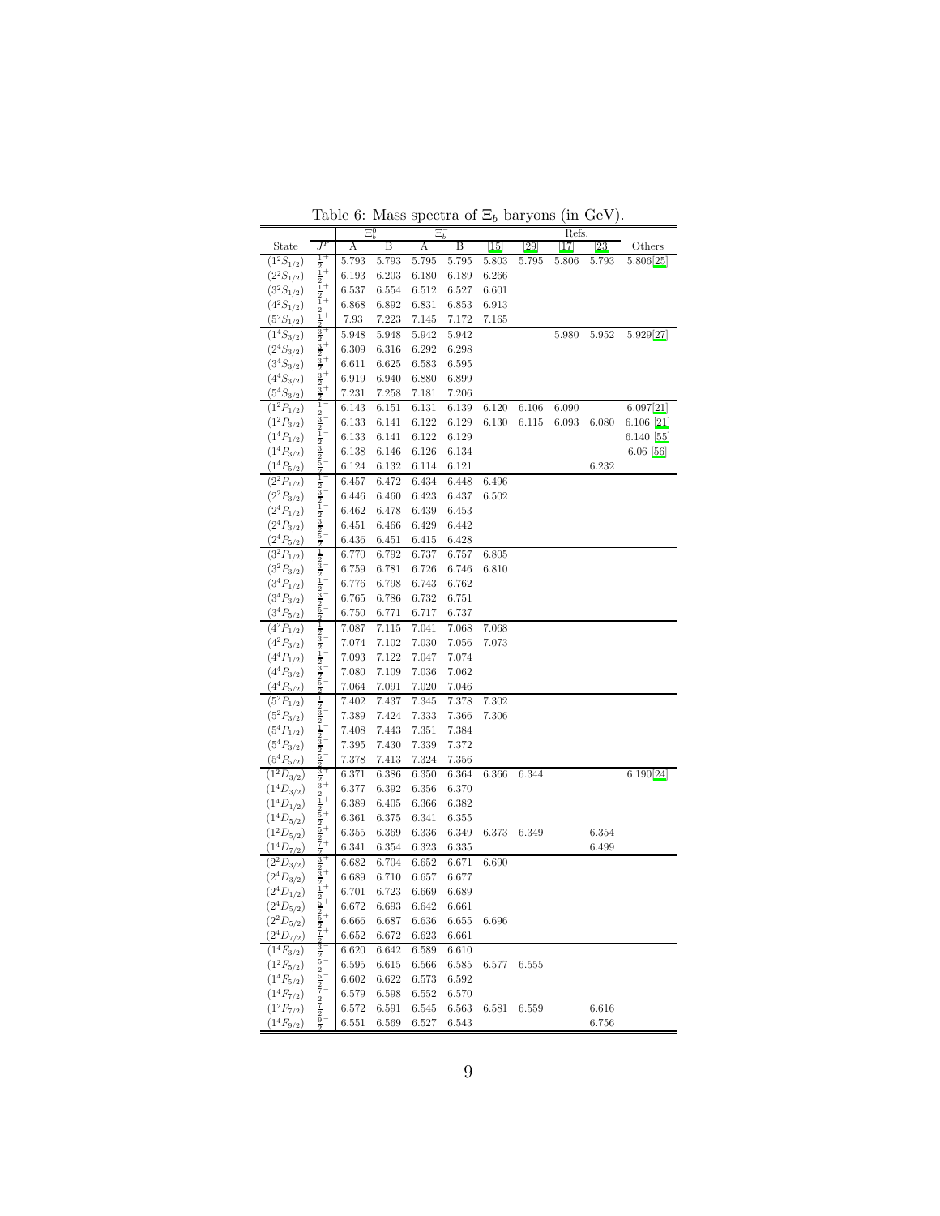Table 6: Mass spectra of $\Xi_b$ baryons (in GeV).

| | | $\Xi_b^0$ | | $\Xi_b^-$ | | Refs. | | | | |
|---|---|---|---|---|---|---|---|---|---|---|
| State | $J^P$ | A | B | A | B | [15] | [29] | [17] | [23] | Others |
| $(1^2S_{1/2})$ | $\frac{1}{2}^+$ | 5.793 | 5.793 | 5.795 | 5.795 | 5.803 | 5.795 | 5.806 | 5.793 | 5.806[25] |
| $(2^2S_{1/2})$ | $\frac{1}{2}^+$ | 6.193 | 6.203 | 6.180 | 6.189 | 6.266 | | | | |
| $(3^2S_{1/2})$ | $\frac{1}{2}^+$ | 6.537 | 6.554 | 6.512 | 6.527 | 6.601 | | | | |
| $(4^2S_{1/2})$ | $\frac{1}{2}^+$ | 6.868 | 6.892 | 6.831 | 6.853 | 6.913 | | | | |
| $(5^2S_{1/2})$ | $\frac{1}{2}^+$ | 7.93 | 7.223 | 7.145 | 7.172 | 7.165 | | | | |
| $(1^4S_{3/2})$ | $\frac{3}{2}^+$ | 5.948 | 5.948 | 5.942 | 5.942 | | | 5.980 | 5.952 | 5.929[27] |
| $(2^4S_{3/2})$ | $\frac{3}{2}^+$ | 6.309 | 6.316 | 6.292 | 6.298 | | | | | |
| $(3^4S_{3/2})$ | $\frac{3}{2}^+$ | 6.611 | 6.625 | 6.583 | 6.595 | | | | | |
| $(4^4S_{3/2})$ | $\frac{3}{2}^+$ | 6.919 | 6.940 | 6.880 | 6.899 | | | | | |
| $(5^4S_{3/2})$ | $\frac{3}{2}^+$ | 7.231 | 7.258 | 7.181 | 7.206 | | | | | |
| $(1^2P_{1/2})$ | $\frac{1}{2}^-$ | 6.143 | 6.151 | 6.131 | 6.139 | 6.120 | 6.106 | 6.090 | | 6.097[21] |
| $(1^2P_{3/2})$ | $\frac{3}{2}^-$ | 6.133 | 6.141 | 6.122 | 6.129 | 6.130 | 6.115 | 6.093 | 6.080 | 6.106 [21] |
| $(1^4P_{1/2})$ | $\frac{1}{2}^-$ | 6.133 | 6.141 | 6.122 | 6.129 | | | | | 6.140 [55] |
| $(1^4P_{3/2})$ | $\frac{3}{2}^-$ | 6.138 | 6.146 | 6.126 | 6.134 | | | | | 6.06 [56] |
| $(1^4P_{5/2})$ | $\frac{5}{2}^-$ | 6.124 | 6.132 | 6.114 | 6.121 | | | | 6.232 | |
| $(2^2P_{1/2})$ | $\frac{1}{2}^-$ | 6.457 | 6.472 | 6.434 | 6.448 | 6.496 | | | | |
| $(2^2P_{3/2})$ | $\frac{3}{2}^-$ | 6.446 | 6.460 | 6.423 | 6.437 | 6.502 | | | | |
| $(2^4P_{1/2})$ | $\frac{1}{2}^-$ | 6.462 | 6.478 | 6.439 | 6.453 | | | | | |
| $(2^4P_{3/2})$ | $\frac{3}{2}^-$ | 6.451 | 6.466 | 6.429 | 6.442 | | | | | |
| $(2^4P_{5/2})$ | $\frac{5}{2}^-$ | 6.436 | 6.451 | 6.415 | 6.428 | | | | | |
| $(3^2P_{1/2})$ | $\frac{1}{2}^-$ | 6.770 | 6.792 | 6.737 | 6.757 | 6.805 | | | | |
| $(3^2P_{3/2})$ | $\frac{3}{2}^-$ | 6.759 | 6.781 | 6.726 | 6.746 | 6.810 | | | | |
| $(3^4P_{1/2})$ | $\frac{1}{2}^-$ | 6.776 | 6.798 | 6.743 | 6.762 | | | | | |
| $(3^4P_{3/2})$ | $\frac{3}{2}^-$ | 6.765 | 6.786 | 6.732 | 6.751 | | | | | |
| $(3^4P_{5/2})$ | $\frac{5}{2}^-$ | 6.750 | 6.771 | 6.717 | 6.737 | | | | | |
| $(4^2P_{1/2})$ | $\frac{1}{2}^-$ | 7.087 | 7.115 | 7.041 | 7.068 | 7.068 | | | | |
| $(4^2P_{3/2})$ | $\frac{3}{2}^-$ | 7.074 | 7.102 | 7.030 | 7.056 | 7.073 | | | | |
| $(4^4P_{1/2})$ | $\frac{1}{2}^-$ | 7.093 | 7.122 | 7.047 | 7.074 | | | | | |
| $(4^4P_{3/2})$ | $\frac{3}{2}^-$ | 7.080 | 7.109 | 7.036 | 7.062 | | | | | |
| $(4^4P_{5/2})$ | $\frac{5}{2}^-$ | 7.064 | 7.091 | 7.020 | 7.046 | | | | | |
| $(5^2P_{1/2})$ | $\frac{1}{2}^-$ | 7.402 | 7.437 | 7.345 | 7.378 | 7.302 | | | | |
| $(5^2P_{3/2})$ | $\frac{3}{2}^-$ | 7.389 | 7.424 | 7.333 | 7.366 | 7.306 | | | | |
| $(5^4P_{1/2})$ | $\frac{1}{2}^-$ | 7.408 | 7.443 | 7.351 | 7.384 | | | | | |
| $(5^4P_{3/2})$ | $\frac{3}{2}^-$ | 7.395 | 7.430 | 7.339 | 7.372 | | | | | |
| $(5^4P_{5/2})$ | $\frac{5}{2}^-$ | 7.378 | 7.413 | 7.324 | 7.356 | | | | | |
| $(1^2D_{3/2})$ | $\frac{3}{2}^+$ | 6.371 | 6.386 | 6.350 | 6.364 | 6.366 | 6.344 | | | 6.190[24] |
| $(1^4D_{3/2})$ | $\frac{3}{2}^+$ | 6.377 | 6.392 | 6.356 | 6.370 | | | | | |
| $(1^4D_{1/2})$ | $\frac{1}{2}^+$ | 6.389 | 6.405 | 6.366 | 6.382 | | | | | |
| $(1^4D_{5/2})$ | $\frac{5}{2}^+$ | 6.361 | 6.375 | 6.341 | 6.355 | | | | | |
| $(1^2D_{5/2})$ | $\frac{5}{2}^+$ | 6.355 | 6.369 | 6.336 | 6.349 | 6.373 | 6.349 | | 6.354 | |
| $(1^4D_{7/2})$ | $\frac{7}{2}^+$ | 6.341 | 6.354 | 6.323 | 6.335 | | | | 6.499 | |
| $(2^2D_{3/2})$ | $\frac{3}{2}^+$ | 6.682 | 6.704 | 6.652 | 6.671 | 6.690 | | | | |
| $(2^4D_{3/2})$ | $\frac{3}{2}^+$ | 6.689 | 6.710 | 6.657 | 6.677 | | | | | |
| $(2^4D_{1/2})$ | $\frac{1}{2}^+$ | 6.701 | 6.723 | 6.669 | 6.689 | | | | | |
| $(2^4D_{5/2})$ | $\frac{5}{2}^+$ | 6.672 | 6.693 | 6.642 | 6.661 | | | | | |
| $(2^2D_{5/2})$ | $\frac{5}{2}^+$ | 6.666 | 6.687 | 6.636 | 6.655 | 6.696 | | | | |
| $(2^4D_{7/2})$ | $\frac{7}{2}^+$ | 6.652 | 6.672 | 6.623 | 6.661 | | | | | |
| $(1^4F_{3/2})$ | $\frac{3}{2}^-$ | 6.620 | 6.642 | 6.589 | 6.610 | | | | | |
| $(1^2F_{5/2})$ | $\frac{5}{2}^-$ | 6.595 | 6.615 | 6.566 | 6.585 | 6.577 | 6.555 | | | |
| $(1^4F_{5/2})$ | $\frac{5}{2}^-$ | 6.602 | 6.622 | 6.573 | 6.592 | | | | | |
| $(1^4F_{7/2})$ | $\frac{7}{2}^-$ | 6.579 | 6.598 | 6.552 | 6.570 | | | | | |
| $(1^2F_{7/2})$ | $\frac{7}{2}^-$ | 6.572 | 6.591 | 6.545 | 6.563 | 6.581 | 6.559 | | 6.616 | |
| $(1^4F_{9/2})$ | $\frac{9}{2}^-$ | 6.551 | 6.569 | 6.527 | 6.543 | | | | 6.756 | |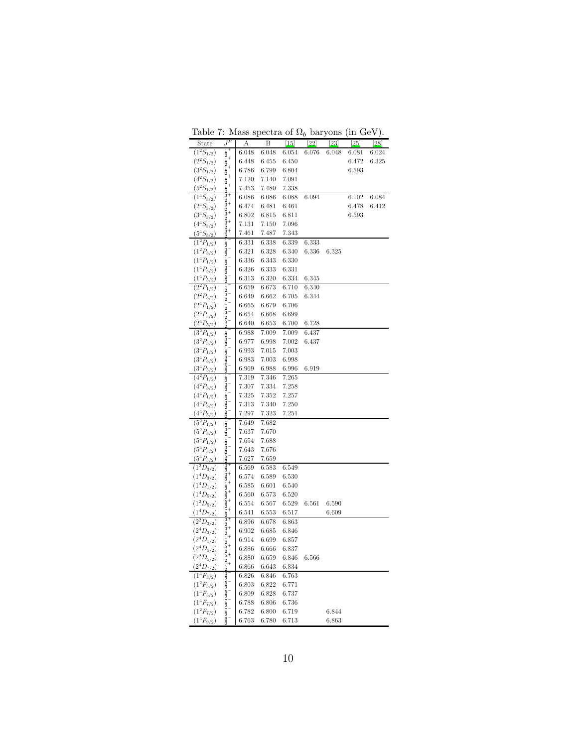Table 7: Mass spectra of $\Omega_b$ baryons (in GeV).

| State | $J^P$ | A | B | [15] | [22] | [23] | [25] | [28] |
|---|---|---|---|---|---|---|---|---|
| $(1^2S_{1/2})$ | $\frac{1}{2}^+$ | 6.048 | 6.048 | 6.054 | 6.076 | 6.048 | 6.081 | 6.024 |
| $(2^2S_{1/2})$ | $\frac{1}{2}^+$ | 6.448 | 6.455 | 6.450 | | | 6.472 | 6.325 |
| $(3^2S_{1/2})$ | $\frac{1}{2}^+$ | 6.786 | 6.799 | 6.804 | | | 6.593 | |
| $(4^2S_{1/2})$ | $\frac{1}{2}^+$ | 7.120 | 7.140 | 7.091 | | | | |
| $(5^2S_{1/2})$ | $\frac{1}{2}^+$ | 7.453 | 7.480 | 7.338 | | | | |
| $(1^4S_{3/2})$ | $\frac{3}{2}^+$ | 6.086 | 6.086 | 6.088 | 6.094 | | 6.102 | 6.084 |
| $(2^4S_{3/2})$ | $\frac{3}{2}^+$ | 6.474 | 6.481 | 6.461 | | | 6.478 | 6.412 |
| $(3^4S_{3/2})$ | $\frac{3}{2}^+$ | 6.802 | 6.815 | 6.811 | | | 6.593 | |
| $(4^4S_{3/2})$ | $\frac{3}{2}^+$ | 7.131 | 7.150 | 7.096 | | | | |
| $(5^4S_{3/2})$ | $\frac{3}{2}^+$ | 7.461 | 7.487 | 7.343 | | | | |
| $(1^2P_{1/2})$ | $\frac{1}{2}^-$ | 6.331 | 6.338 | 6.339 | 6.333 | | | |
| $(1^2P_{3/2})$ | $\frac{3}{2}^-$ | 6.321 | 6.328 | 6.340 | 6.336 | 6.325 | | |
| $(1^4P_{1/2})$ | $\frac{1}{2}^-$ | 6.336 | 6.343 | 6.330 | | | | |
| $(1^4P_{3/2})$ | $\frac{3}{2}^-$ | 6.326 | 6.333 | 6.331 | | | | |
| $(1^4P_{5/2})$ | $\frac{5}{2}^-$ | 6.313 | 6.320 | 6.334 | 6.345 | | | |
| $(2^2P_{1/2})$ | $\frac{1}{2}^-$ | 6.659 | 6.673 | 6.710 | 6.340 | | | |
| $(2^2P_{3/2})$ | $\frac{3}{2}^-$ | 6.649 | 6.662 | 6.705 | 6.344 | | | |
| $(2^4P_{1/2})$ | $\frac{1}{2}^-$ | 6.665 | 6.679 | 6.706 | | | | |
| $(2^4P_{3/2})$ | $\frac{3}{2}^-$ | 6.654 | 6.668 | 6.699 | | | | |
| $(2^4P_{5/2})$ | $\frac{5}{2}^-$ | 6.640 | 6.653 | 6.700 | 6.728 | | | |
| $(3^2P_{1/2})$ | $\frac{1}{2}^-$ | 6.988 | 7.009 | 7.009 | 6.437 | | | |
| $(3^2P_{3/2})$ | $\frac{3}{2}^-$ | 6.977 | 6.998 | 7.002 | 6.437 | | | |
| $(3^4P_{1/2})$ | $\frac{1}{2}^-$ | 6.993 | 7.015 | 7.003 | | | | |
| $(3^4P_{3/2})$ | $\frac{3}{2}^-$ | 6.983 | 7.003 | 6.998 | | | | |
| $(3^4P_{5/2})$ | $\frac{5}{2}^-$ | 6.969 | 6.988 | 6.996 | 6.919 | | | |
| $(4^2P_{1/2})$ | $\frac{1}{2}^-$ | 7.319 | 7.346 | 7.265 | | | | |
| $(4^2P_{3/2})$ | $\frac{3}{2}^-$ | 7.307 | 7.334 | 7.258 | | | | |
| $(4^4P_{1/2})$ | $\frac{1}{2}^-$ | 7.325 | 7.352 | 7.257 | | | | |
| $(4^4P_{3/2})$ | $\frac{3}{2}^-$ | 7.313 | 7.340 | 7.250 | | | | |
| $(4^4P_{5/2})$ | $\frac{5}{2}^-$ | 7.297 | 7.323 | 7.251 | | | | |
| $(5^2P_{1/2})$ | $\frac{1}{2}^-$ | 7.649 | 7.682 | | | | | |
| $(5^2P_{3/2})$ | $\frac{3}{2}^-$ | 7.637 | 7.670 | | | | | |
| $(5^4P_{1/2})$ | $\frac{1}{2}^-$ | 7.654 | 7.688 | | | | | |
| $(5^4P_{3/2})$ | $\frac{3}{2}^-$ | 7.643 | 7.676 | | | | | |
| $(5^4P_{5/2})$ | $\frac{5}{2}^-$ | 7.627 | 7.659 | | | | | |
| $(1^2D_{3/2})$ | $\frac{3}{2}^+$ | 6.569 | 6.583 | 6.549 | | | | |
| $(1^4D_{3/2})$ | $\frac{3}{2}^+$ | 6.574 | 6.589 | 6.530 | | | | |
| $(1^4D_{1/2})$ | $\frac{1}{2}^+$ | 6.585 | 6.601 | 6.540 | | | | |
| $(1^4D_{5/2})$ | $\frac{5}{2}^+$ | 6.560 | 6.573 | 6.520 | | | | |
| $(1^2D_{5/2})$ | $\frac{5}{2}^+$ | 6.554 | 6.567 | 6.529 | 6.561 | 6.590 | | |
| $(1^4D_{7/2})$ | $\frac{7}{2}^+$ | 6.541 | 6.553 | 6.517 | | 6.609 | | |
| $(2^2D_{3/2})$ | $\frac{3}{2}^+$ | 6.896 | 6.678 | 6.863 | | | | |
| $(2^4D_{3/2})$ | $\frac{3}{2}^+$ | 6.902 | 6.685 | 6.846 | | | | |
| $(2^4D_{1/2})$ | $\frac{1}{2}^+$ | 6.914 | 6.699 | 6.857 | | | | |
| $(2^4D_{5/2})$ | $\frac{5}{2}^+$ | 6.886 | 6.666 | 6.837 | | | | |
| $(2^2D_{5/2})$ | $\frac{5}{2}^+$ | 6.880 | 6.659 | 6.846 | 6.566 | | | |
| $(2^4D_{7/2})$ | $\frac{7}{2}^+$ | 6.866 | 6.643 | 6.834 | | | | |
| $(1^4F_{3/2})$ | $\frac{3}{2}^-$ | 6.826 | 6.846 | 6.763 | | | | |
| $(1^2F_{5/2})$ | $\frac{5}{2}^-$ | 6.803 | 6.822 | 6.771 | | | | |
| $(1^4F_{5/2})$ | $\frac{5}{2}^-$ | 6.809 | 6.828 | 6.737 | | | | |
| $(1^4F_{7/2})$ | $\frac{7}{2}^-$ | 6.788 | 6.806 | 6.736 | | | | |
| $(1^2F_{7/2})$ | $\frac{7}{2}^-$ | 6.782 | 6.800 | 6.719 | | 6.844 | | |
| $(1^4F_{9/2})$ | $\frac{9}{2}^-$ | 6.763 | 6.780 | 6.713 | | 6.863 | | |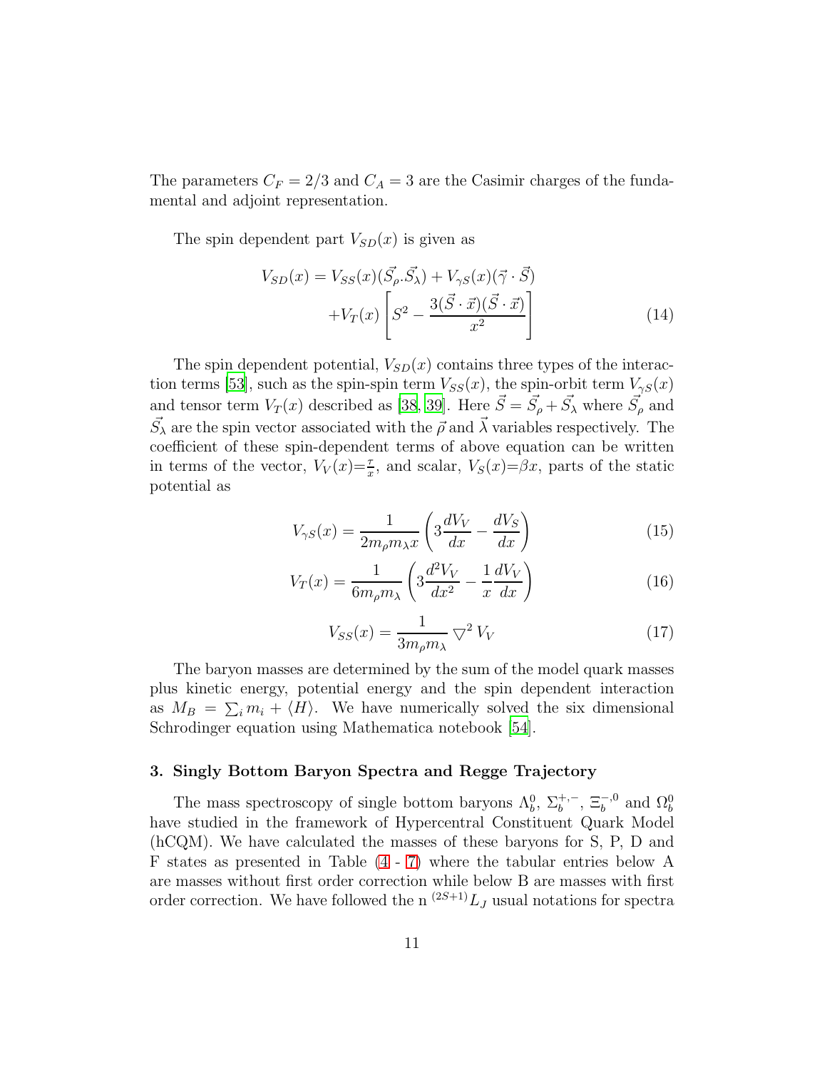The parameters $C_F = 2/3$ and $C_A = 3$ are the Casimir charges of the fundamental and adjoint representation.

The spin dependent part $V_{SD}(x)$ is given as

$$
\begin{aligned}
V_{SD}(x) = V_{SS}(x)(\vec{S_\rho}.\vec{S_\lambda}) + V_{\gamma S}(x)(\vec{\gamma} \cdot \vec{S}) \\
+V_T(x) \left[ S^2 - \frac{3(\vec{S} \cdot \vec{x})(\vec{S} \cdot \vec{x})}{x^2} \right]
\end{aligned}
\tag{14}
$$

The spin dependent potential, $V_{SD}(x)$ contains three types of the interaction terms [53], such as the spin-spin term $V_{SS}(x)$, the spin-orbit term $V_{\gamma S}(x)$ and tensor term $V_T(x)$ described as [38, 39]. Here $\vec{S} = \vec{S_\rho} + \vec{S_\lambda}$ where $\vec{S_\rho}$ and $\vec{S_\lambda}$ are the spin vector associated with the $\vec{\rho}$ and $\vec{\lambda}$ variables respectively. The coefficient of these spin-dependent terms of above equation can be written in terms of the vector, $V_V(x)$=$\frac{\tau}{x}$, and scalar, $V_S(x)$=$\beta x$, parts of the static potential as

$$
V_{\gamma S}(x) = \frac{1}{2m_\rho m_\lambda x}\left(3\frac{dV_V}{dx} - \frac{dV_S}{dx}\right) \tag{15}
$$

$$
V_T(x) = \frac{1}{6m_\rho m_\lambda}\left(3\frac{d^2V_V}{dx^2} - \frac{1}{x}\frac{dV_V}{dx}\right) \tag{16}
$$

$$
V_{SS}(x) = \frac{1}{3m_\rho m_\lambda}\bigtriangledown^2 V_V \tag{17}
$$

The baryon masses are determined by the sum of the model quark masses plus kinetic energy, potential energy and the spin dependent interaction as $M_B = \sum_i m_i + \langle H \rangle$. We have numerically solved the six dimensional Schrodinger equation using Mathematica notebook [54].

### 3. Singly Bottom Baryon Spectra and Regge Trajectory

The mass spectroscopy of single bottom baryons $\Lambda_b^0$, $\Sigma_b^{+,-}$, $\Xi_b^{-,0}$ and $\Omega_b^0$ have studied in the framework of Hypercentral Constituent Quark Model (hCQM). We have calculated the masses of these baryons for S, P, D and F states as presented in Table (4 - 7) where the tabular entries below A are masses without first order correction while below B are masses with first order correction. We have followed the n $^{(2S+1)}L_J$ usual notations for spectra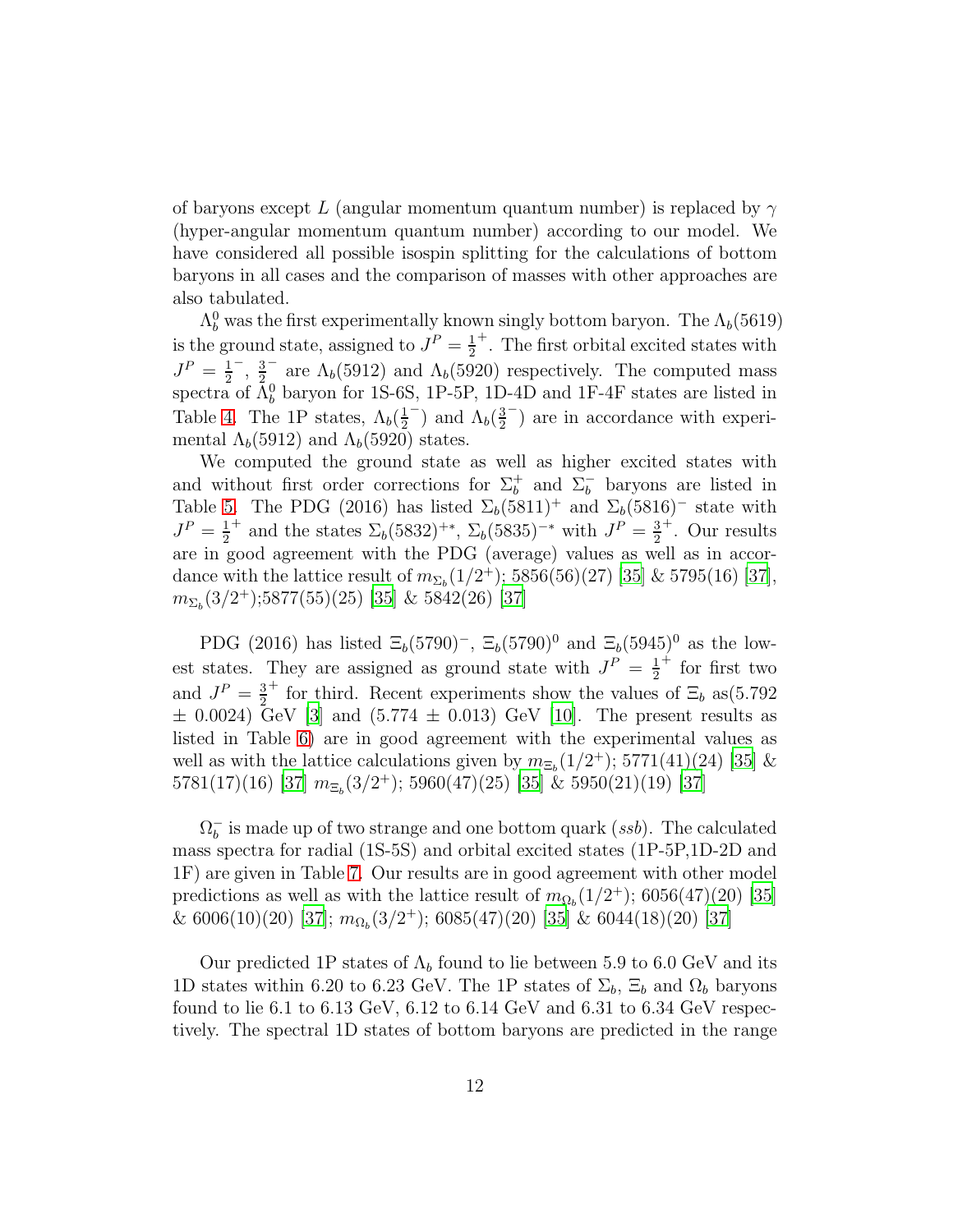of baryons except $L$ (angular momentum quantum number) is replaced by $\gamma$ (hyper-angular momentum quantum number) according to our model. We have considered all possible isospin splitting for the calculations of bottom baryons in all cases and the comparison of masses with other approaches are also tabulated.

$\Lambda_b^0$ was the first experimentally known singly bottom baryon. The $\Lambda_b(5619)$ is the ground state, assigned to $J^P = \frac{1}{2}^+$. The first orbital excited states with $J^P = \frac{1}{2}^-$, $\frac{3}{2}^-$ are $\Lambda_b(5912)$ and $\Lambda_b(5920)$ respectively. The computed mass spectra of $\Lambda_b^0$ baryon for 1S-6S, 1P-5P, 1D-4D and 1F-4F states are listed in Table 4. The 1P states, $\Lambda_b(\frac{1}{2}^-)$ and $\Lambda_b(\frac{3}{2}^-)$ are in accordance with experimental $\Lambda_b(5912)$ and $\Lambda_b(5920)$ states.

We computed the ground state as well as higher excited states with and without first order corrections for $\Sigma_b^+$ and $\Sigma_b^-$ baryons are listed in Table 5. The PDG (2016) has listed $\Sigma_b(5811)^+$ and $\Sigma_b(5816)^-$ state with $J^P = \frac{1}{2}^+$ and the states $\Sigma_b(5832)^{+*}$, $\Sigma_b(5835)^{-*}$ with $J^P = \frac{3}{2}^+$. Our results are in good agreement with the PDG (average) values as well as in accordance with the lattice result of $m_{\Sigma_b}(1/2^+)$; 5856(56)(27) [35] & 5795(16) [37], $m_{\Sigma_b}(3/2^+)$;5877(55)(25) [35] & 5842(26) [37]

PDG (2016) has listed $\Xi_b(5790)^-$, $\Xi_b(5790)^0$ and $\Xi_b(5945)^0$ as the lowest states. They are assigned as ground state with $J^P = \frac{1}{2}^+$ for first two and $J^P = \frac{3}{2}^+$ for third. Recent experiments show the values of $\Xi_b$ as(5.792 $\pm$ 0.0024) GeV [3] and (5.774 $\pm$ 0.013) GeV [10]. The present results as listed in Table 6) are in good agreement with the experimental values as well as with the lattice calculations given by $m_{\Xi_b}(1/2^+)$; 5771(41)(24) [35] & 5781(17)(16) [37] $m_{\Xi_b}(3/2^+)$; 5960(47)(25) [35] & 5950(21)(19) [37]

$\Omega_b^-$ is made up of two strange and one bottom quark ($ssb$). The calculated mass spectra for radial (1S-5S) and orbital excited states (1P-5P,1D-2D and 1F) are given in Table 7. Our results are in good agreement with other model predictions as well as with the lattice result of $m_{\Omega_b}(1/2^+)$; 6056(47)(20) [35] & 6006(10)(20) [37]; $m_{\Omega_b}(3/2^+)$; 6085(47)(20) [35] & 6044(18)(20) [37]

Our predicted 1P states of $\Lambda_b$ found to lie between 5.9 to 6.0 GeV and its 1D states within 6.20 to 6.23 GeV. The 1P states of $\Sigma_b$, $\Xi_b$ and $\Omega_b$ baryons found to lie 6.1 to 6.13 GeV, 6.12 to 6.14 GeV and 6.31 to 6.34 GeV respectively. The spectral 1D states of bottom baryons are predicted in the range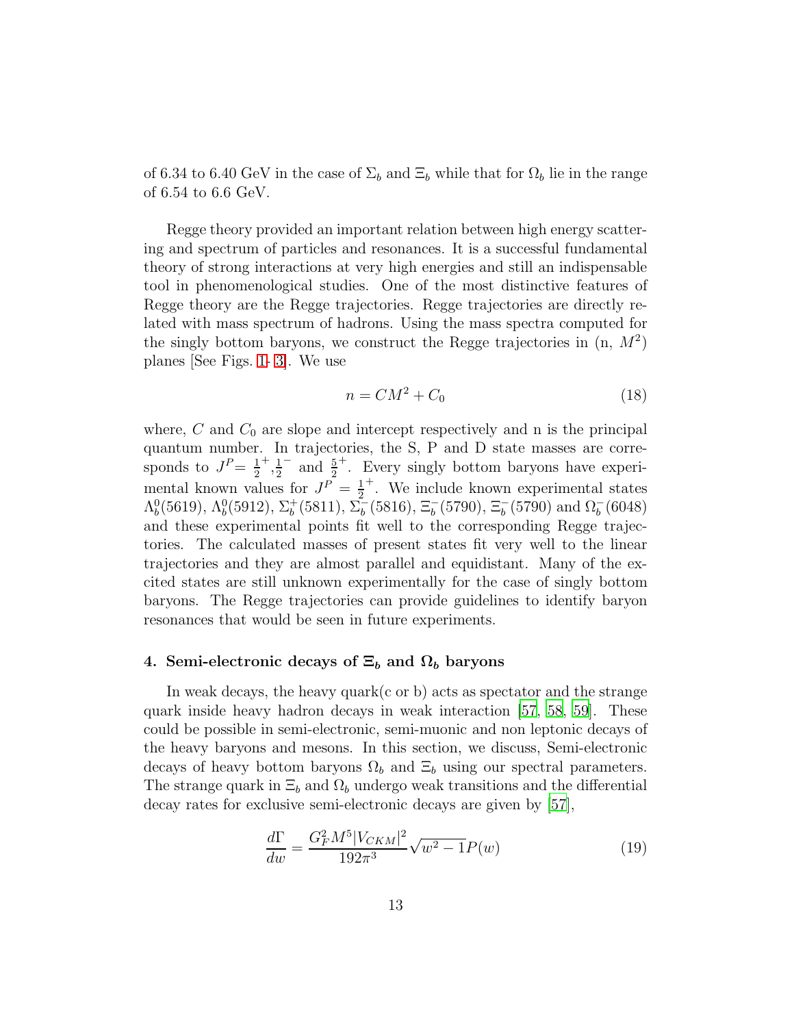of 6.34 to 6.40 GeV in the case of $\Sigma_b$ and $\Xi_b$ while that for $\Omega_b$ lie in the range of 6.54 to 6.6 GeV.

Regge theory provided an important relation between high energy scattering and spectrum of particles and resonances. It is a successful fundamental theory of strong interactions at very high energies and still an indispensable tool in phenomenological studies. One of the most distinctive features of Regge theory are the Regge trajectories. Regge trajectories are directly related with mass spectrum of hadrons. Using the mass spectra computed for the singly bottom baryons, we construct the Regge trajectories in (n, $M^2$) planes [See Figs. 1- 3]. We use

$$n = CM^2 + C_0 \tag{18}$$

where, $C$ and $C_0$ are slope and intercept respectively and n is the principal quantum number. In trajectories, the S, P and D state masses are corresponds to $J^P = \frac{1}{2}^+, \frac{1}{2}^-$ and $\frac{5}{2}^+$. Every singly bottom baryons have experimental known values for $J^P = \frac{1}{2}^+$. We include known experimental states $\Lambda_b^0(5619)$, $\Lambda_b^0(5912)$, $\Sigma_b^+(5811)$, $\Sigma_b^-(5816)$, $\Xi_b^-(5790)$, $\Xi_b^-(5790)$ and $\Omega_b^-(6048)$ and these experimental points fit well to the corresponding Regge trajectories. The calculated masses of present states fit very well to the linear trajectories and they are almost parallel and equidistant. Many of the excited states are still unknown experimentally for the case of singly bottom baryons. The Regge trajectories can provide guidelines to identify baryon resonances that would be seen in future experiments.

## 4. Semi-electronic decays of $\Xi_b$ and $\Omega_b$ baryons

In weak decays, the heavy quark(c or b) acts as spectator and the strange quark inside heavy hadron decays in weak interaction [57, 58, 59]. These could be possible in semi-electronic, semi-muonic and non leptonic decays of the heavy baryons and mesons. In this section, we discuss, Semi-electronic decays of heavy bottom baryons $\Omega_b$ and $\Xi_b$ using our spectral parameters. The strange quark in $\Xi_b$ and $\Omega_b$ undergo weak transitions and the differential decay rates for exclusive semi-electronic decays are given by [57],

$$\frac{d\Gamma}{dw} = \frac{G_F^2 M^5 |V_{CKM}|^2}{192\pi^3} \sqrt{w^2 - 1} P(w) \tag{19}$$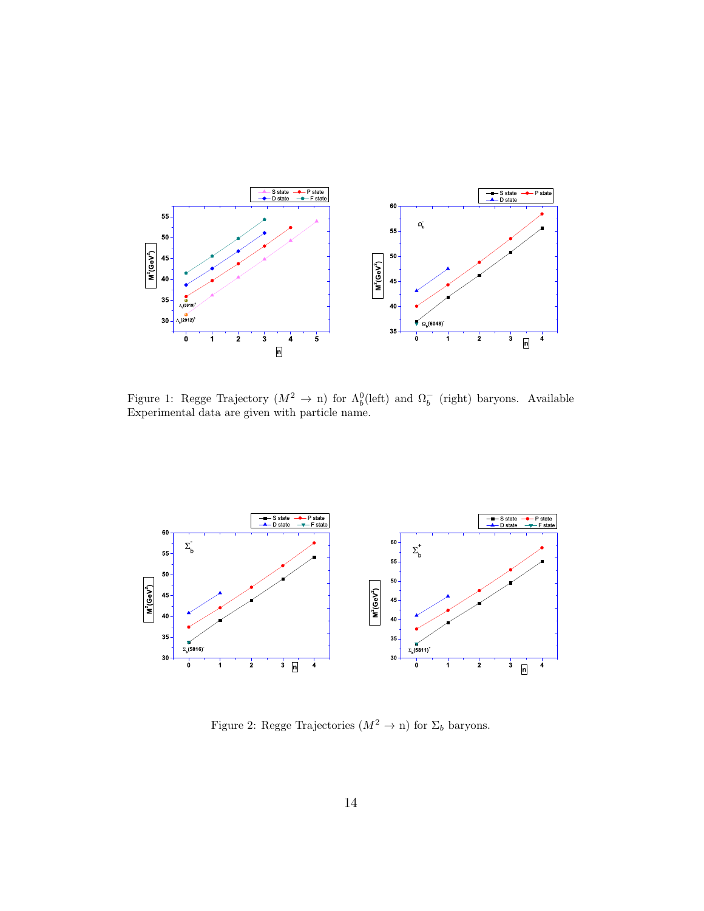Figure 1: Regge Trajectory ($M^2 \to$ n) for $\Lambda_b^0$(left) and $\Omega_b^-$ (right) baryons. Available Experimental data are given with particle name.

Figure 2: Regge Trajectories ($M^2 \to$ n) for $\Sigma_b$ baryons.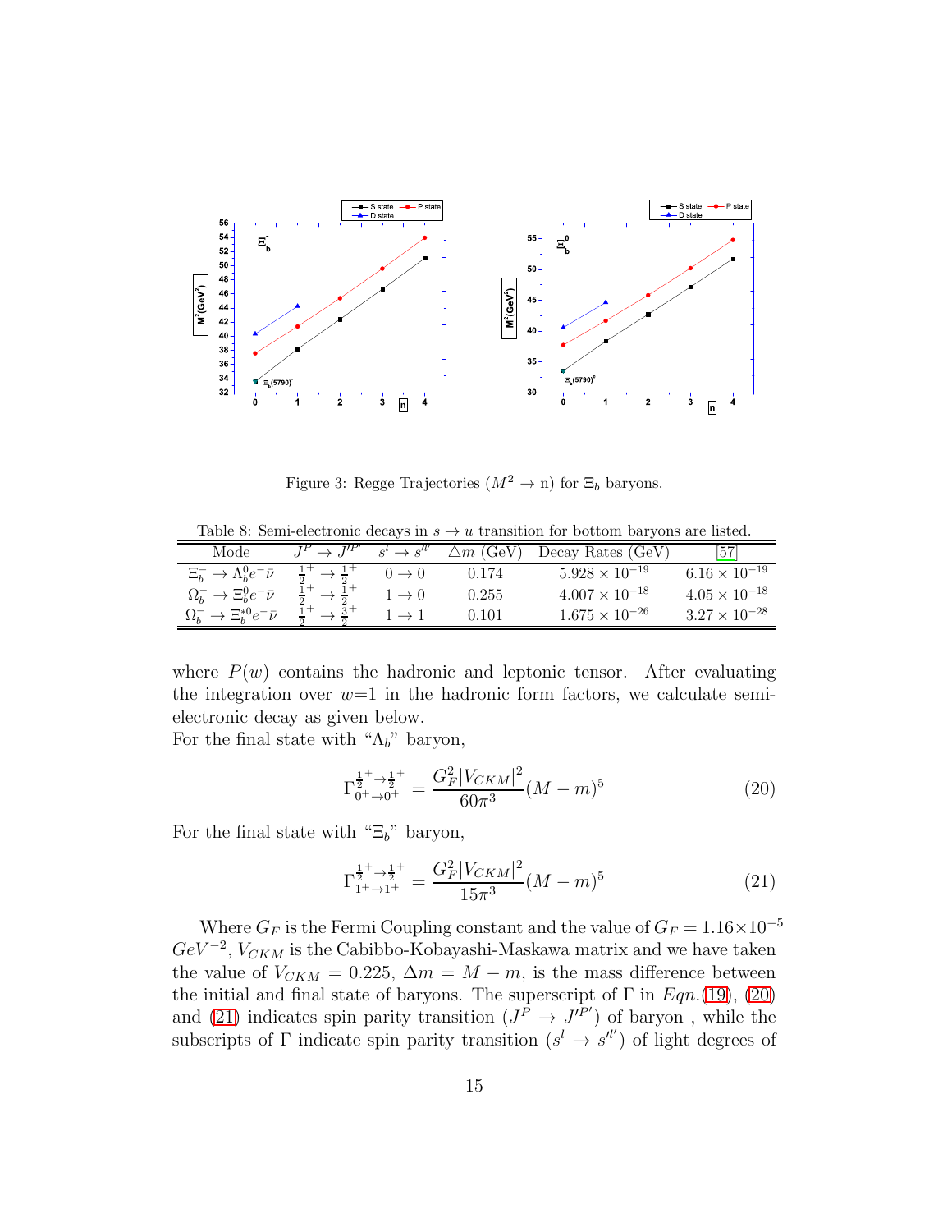Figure 3: Regge Trajectories ($M^2 \to$ n) for $\Xi_b$ baryons.

Table 8: Semi-electronic decays in $s \to u$ transition for bottom baryons are listed.

| Mode | $J^P \to J'^{P'}$ | $s^l \to s'^{l'}$ | $\triangle m$ (GeV) | Decay Rates (GeV) | [57] |
|---|---|---|---|---|---|
| $\Xi_b^- \to \Lambda_b^0 e^- \bar{\nu}$ | $\frac{1}{2}^+ \to \frac{1}{2}^+$ | $0 \to 0$ | 0.174 | $5.928 \times 10^{-19}$ | $6.16 \times 10^{-19}$ |
| $\Omega_b^- \to \Xi_b^0 e^- \bar{\nu}$ | $\frac{1}{2}^+ \to \frac{1}{2}^+$ | $1 \to 0$ | 0.255 | $4.007 \times 10^{-18}$ | $4.05 \times 10^{-18}$ |
| $\Omega_b^- \to \Xi_b^{*0} e^- \bar{\nu}$ | $\frac{1}{2}^+ \to \frac{3}{2}^+$ | $1 \to 1$ | 0.101 | $1.675 \times 10^{-26}$ | $3.27 \times 10^{-28}$ |

where $P(w)$ contains the hadronic and leptonic tensor. After evaluating the integration over $w$=1 in the hadronic form factors, we calculate semi-electronic decay as given below.
For the final state with "$\Lambda_b$" baryon,

$$\Gamma^{\frac{1}{2}^+ \to \frac{1}{2}^+}_{0^+ \to 0^+} = \frac{G_F^2 |V_{CKM}|^2}{60\pi^3}(M-m)^5 \tag{20}$$

For the final state with "$\Xi_b$" baryon,

$$\Gamma^{\frac{1}{2}^+ \to \frac{1}{2}^+}_{1^+ \to 1^+} = \frac{G_F^2 |V_{CKM}|^2}{15\pi^3}(M-m)^5 \tag{21}$$

Where $G_F$ is the Fermi Coupling constant and the value of $G_F = 1.16 \times 10^{-5}$ $GeV^{-2}$, $V_{CKM}$ is the Cabibbo-Kobayashi-Maskawa matrix and we have taken the value of $V_{CKM} = 0.225$, $\Delta m = M - m$, is the mass difference between the initial and final state of baryons. The superscript of $\Gamma$ in *Eqn.*(19), (20) and (21) indicates spin parity transition ($J^P \to J'^{P'}$) of baryon , while the subscripts of $\Gamma$ indicate spin parity transition ($s^l \to s'^{l'}$) of light degrees of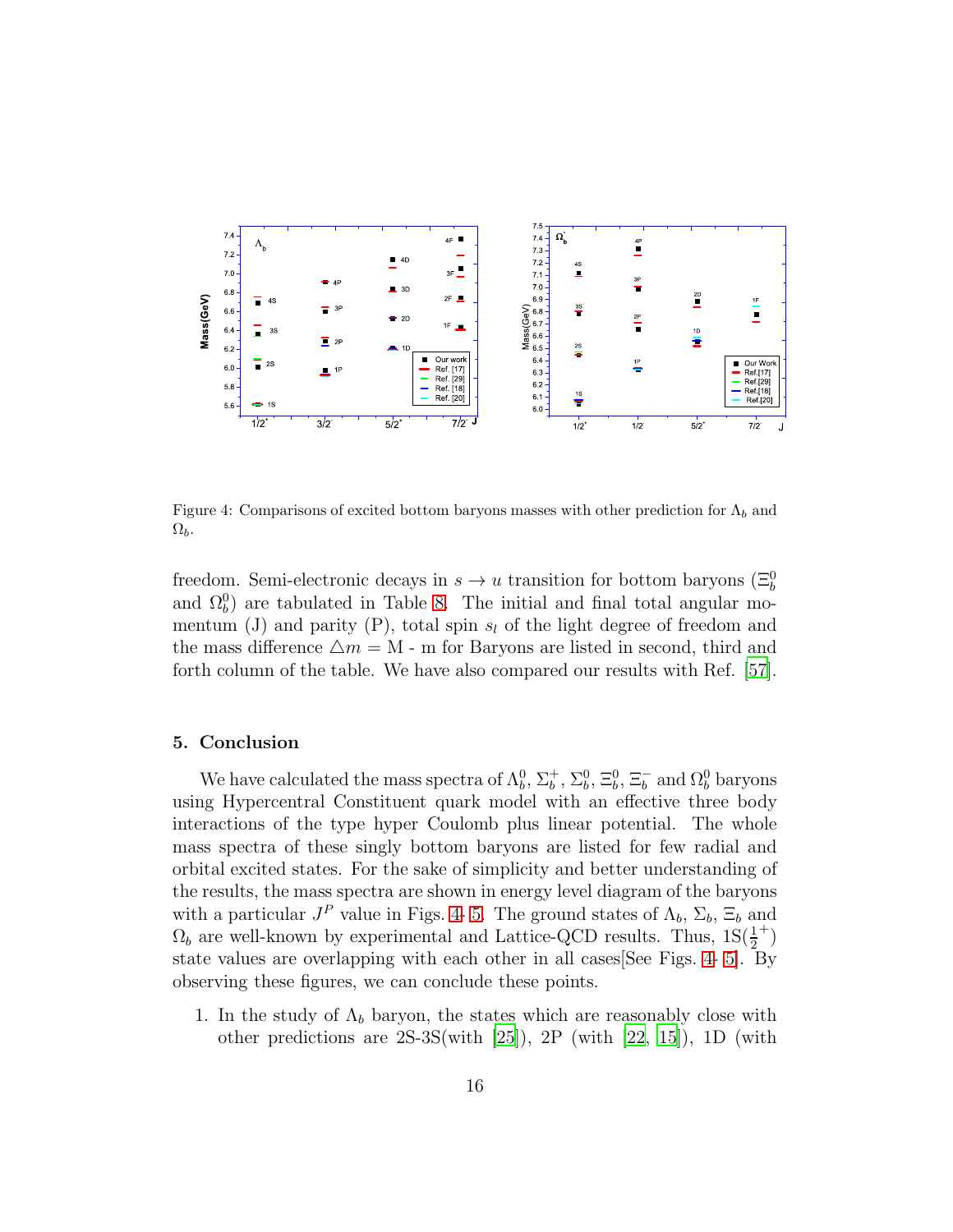Figure 4: Comparisons of excited bottom baryons masses with other prediction for $\Lambda_b$ and $\Omega_b$.

freedom. Semi-electronic decays in $s \to u$ transition for bottom baryons ($\Xi_b^0$ and $\Omega_b^0$) are tabulated in Table 8. The initial and final total angular momentum (J) and parity (P), total spin $s_l$ of the light degree of freedom and the mass difference $\triangle m$ = M - m for Baryons are listed in second, third and forth column of the table. We have also compared our results with Ref. [57].

## 5. Conclusion

We have calculated the mass spectra of $\Lambda_b^0$, $\Sigma_b^+$, $\Sigma_b^0$, $\Xi_b^0$, $\Xi_b^-$ and $\Omega_b^0$ baryons using Hypercentral Constituent quark model with an effective three body interactions of the type hyper Coulomb plus linear potential. The whole mass spectra of these singly bottom baryons are listed for few radial and orbital excited states. For the sake of simplicity and better understanding of the results, the mass spectra are shown in energy level diagram of the baryons with a particular $J^P$ value in Figs. 4- 5. The ground states of $\Lambda_b$, $\Sigma_b$, $\Xi_b$ and $\Omega_b$ are well-known by experimental and Lattice-QCD results. Thus, 1S($\frac{1}{2}^+$) state values are overlapping with each other in all cases[See Figs. 4- 5]. By observing these figures, we can conclude these points.

1. In the study of $\Lambda_b$ baryon, the states which are reasonably close with other predictions are 2S-3S(with [25]), 2P (with [22, 15]), 1D (with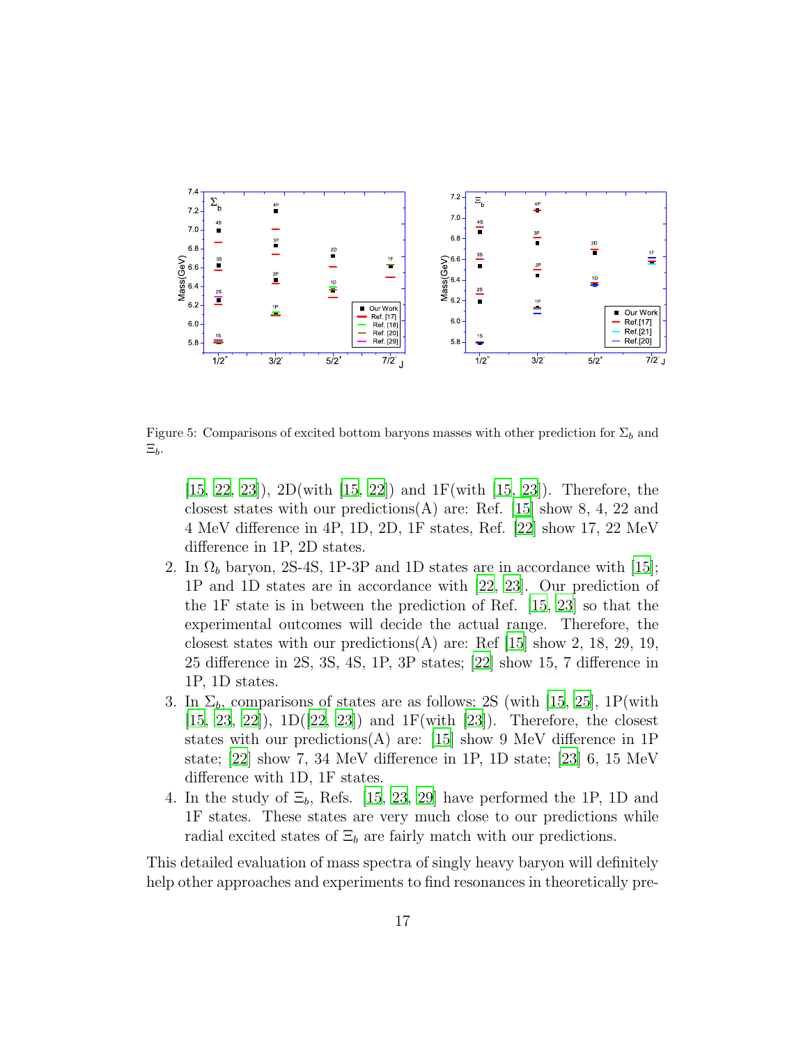Figure 5: Comparisons of excited bottom baryons masses with other prediction for $\Sigma_b$ and $\Xi_b$.

[15, 22, 23]), 2D(with [15, 22]) and 1F(with [15, 23]). Therefore, the closest states with our predictions(A) are: Ref. [15] show 8, 4, 22 and 4 MeV difference in 4P, 1D, 2D, 1F states, Ref. [22] show 17, 22 MeV difference in 1P, 2D states.

2. In $\Omega_b$ baryon, 2S-4S, 1P-3P and 1D states are in accordance with [15]; 1P and 1D states are in accordance with [22, 23]. Our prediction of the 1F state is in between the prediction of Ref. [15, 23] so that the experimental outcomes will decide the actual range. Therefore, the closest states with our predictions(A) are: Ref [15] show 2, 18, 29, 19, 25 difference in 2S, 3S, 4S, 1P, 3P states; [22] show 15, 7 difference in 1P, 1D states.

3. In $\Sigma_b$, comparisons of states are as follows; 2S (with [15, 25], 1P(with [15, 23, 22]), 1D([22, 23]) and 1F(with [23]). Therefore, the closest states with our predictions(A) are: [15] show 9 MeV difference in 1P state; [22] show 7, 34 MeV difference in 1P, 1D state; [23] 6, 15 MeV difference with 1D, 1F states.

4. In the study of $\Xi_b$, Refs. [15, 23, 29] have performed the 1P, 1D and 1F states. These states are very much close to our predictions while radial excited states of $\Xi_b$ are fairly match with our predictions.

This detailed evaluation of mass spectra of singly heavy baryon will definitely help other approaches and experiments to find resonances in theoretically pre-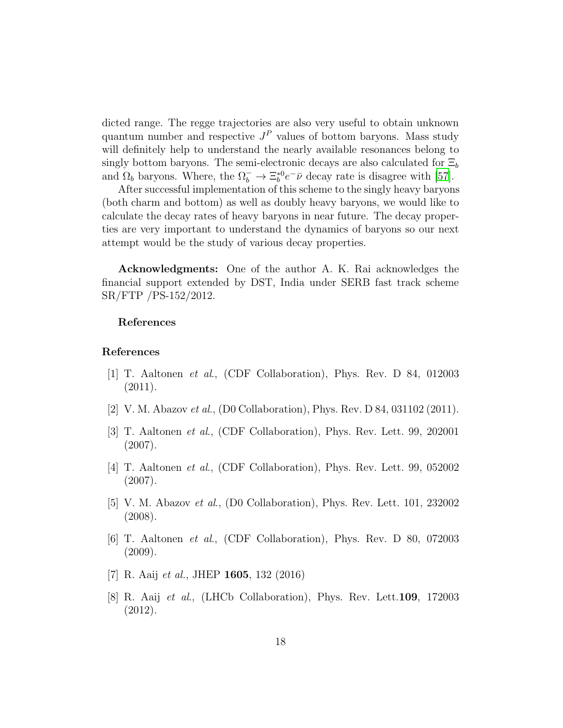dicted range. The regge trajectories are also very useful to obtain unknown quantum number and respective $J^P$ values of bottom baryons. Mass study will definitely help to understand the nearly available resonances belong to singly bottom baryons. The semi-electronic decays are also calculated for $\Xi_b$ and $\Omega_b$ baryons. Where, the $\Omega_b^- \rightarrow \Xi_b^{*0} e^- \bar{\nu}$ decay rate is disagree with [57].

After successful implementation of this scheme to the singly heavy baryons (both charm and bottom) as well as doubly heavy baryons, we would like to calculate the decay rates of heavy baryons in near future. The decay properties are very important to understand the dynamics of baryons so our next attempt would be the study of various decay properties.

**Acknowledgments:** One of the author A. K. Rai acknowledges the financial support extended by DST, India under SERB fast track scheme SR/FTP /PS-152/2012.

**References**

## References

[1] T. Aaltonen *et al.*, (CDF Collaboration), Phys. Rev. D 84, 012003 (2011).

[2] V. M. Abazov *et al.*, (D0 Collaboration), Phys. Rev. D 84, 031102 (2011).

[3] T. Aaltonen *et al.*, (CDF Collaboration), Phys. Rev. Lett. 99, 202001 (2007).

[4] T. Aaltonen *et al.*, (CDF Collaboration), Phys. Rev. Lett. 99, 052002 (2007).

[5] V. M. Abazov *et al.*, (D0 Collaboration), Phys. Rev. Lett. 101, 232002 (2008).

[6] T. Aaltonen *et al.*, (CDF Collaboration), Phys. Rev. D 80, 072003 (2009).

[7] R. Aaij *et al.*, JHEP **1605**, 132 (2016)

[8] R. Aaij *et al.*, (LHCb Collaboration), Phys. Rev. Lett.**109**, 172003 (2012).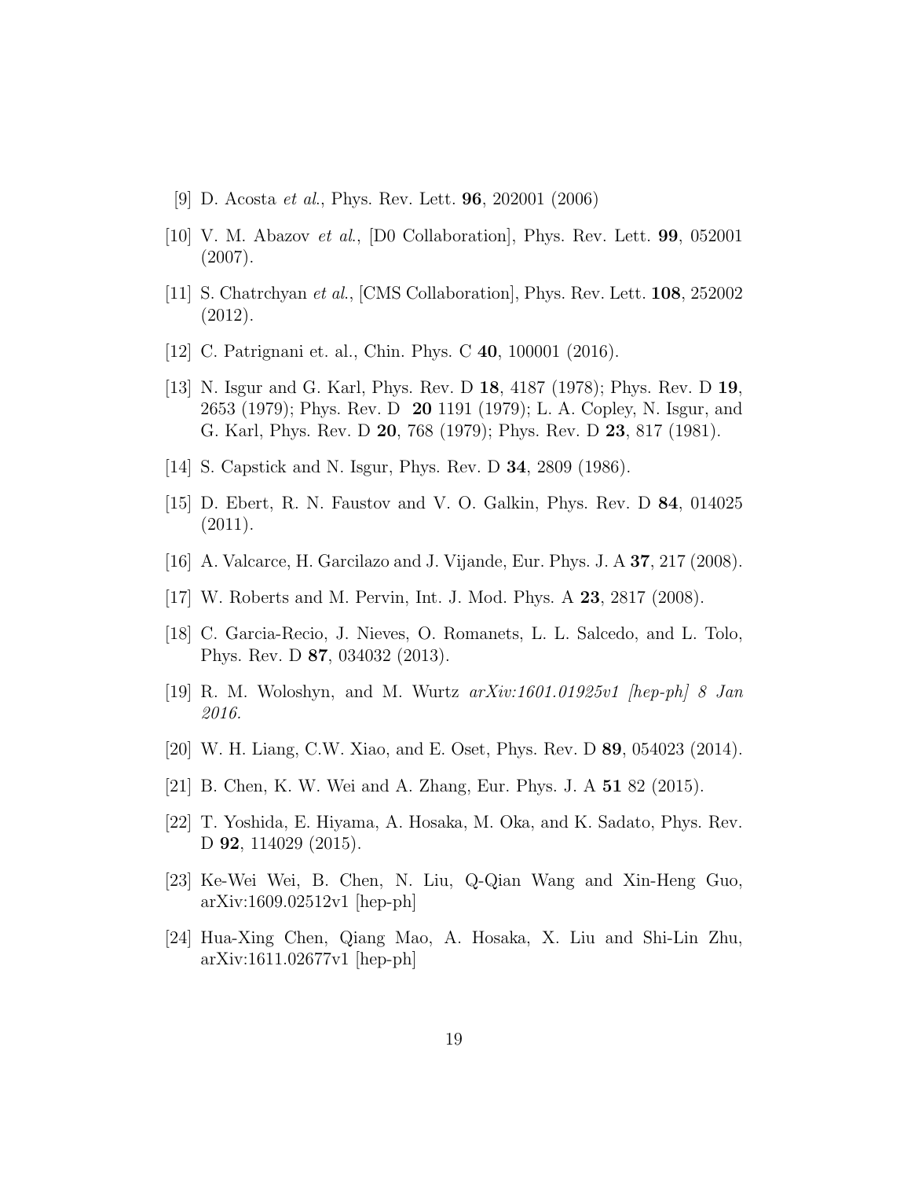[9] D. Acosta *et al.*, Phys. Rev. Lett. **96**, 202001 (2006)

[10] V. M. Abazov *et al.*, [D0 Collaboration], Phys. Rev. Lett. **99**, 052001 (2007).

[11] S. Chatrchyan *et al.*, [CMS Collaboration], Phys. Rev. Lett. **108**, 252002 (2012).

[12] C. Patrignani et. al., Chin. Phys. C **40**, 100001 (2016).

[13] N. Isgur and G. Karl, Phys. Rev. D **18**, 4187 (1978); Phys. Rev. D **19**, 2653 (1979); Phys. Rev. D **20** 1191 (1979); L. A. Copley, N. Isgur, and G. Karl, Phys. Rev. D **20**, 768 (1979); Phys. Rev. D **23**, 817 (1981).

[14] S. Capstick and N. Isgur, Phys. Rev. D **34**, 2809 (1986).

[15] D. Ebert, R. N. Faustov and V. O. Galkin, Phys. Rev. D **84**, 014025 (2011).

[16] A. Valcarce, H. Garcilazo and J. Vijande, Eur. Phys. J. A **37**, 217 (2008).

[17] W. Roberts and M. Pervin, Int. J. Mod. Phys. A **23**, 2817 (2008).

[18] C. Garcia-Recio, J. Nieves, O. Romanets, L. L. Salcedo, and L. Tolo, Phys. Rev. D **87**, 034032 (2013).

[19] R. M. Woloshyn, and M. Wurtz *arXiv:1601.01925v1 [hep-ph] 8 Jan 2016.*

[20] W. H. Liang, C.W. Xiao, and E. Oset, Phys. Rev. D **89**, 054023 (2014).

[21] B. Chen, K. W. Wei and A. Zhang, Eur. Phys. J. A **51** 82 (2015).

[22] T. Yoshida, E. Hiyama, A. Hosaka, M. Oka, and K. Sadato, Phys. Rev. D **92**, 114029 (2015).

[23] Ke-Wei Wei, B. Chen, N. Liu, Q-Qian Wang and Xin-Heng Guo, arXiv:1609.02512v1 [hep-ph]

[24] Hua-Xing Chen, Qiang Mao, A. Hosaka, X. Liu and Shi-Lin Zhu, arXiv:1611.02677v1 [hep-ph]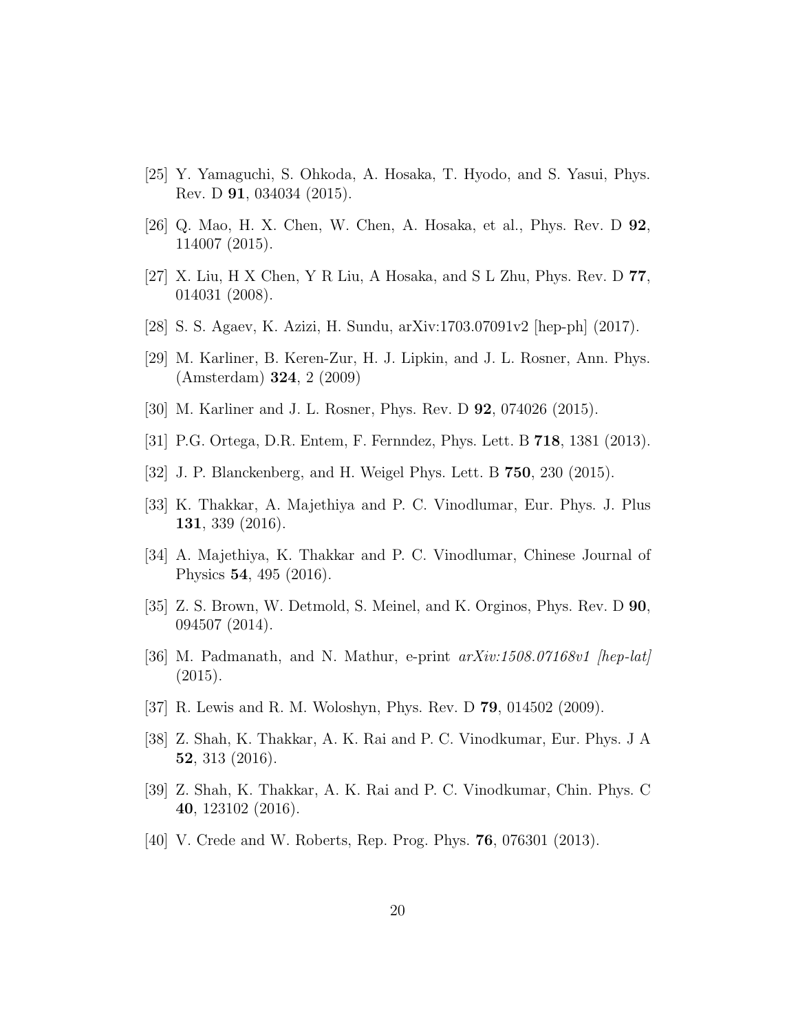[25] Y. Yamaguchi, S. Ohkoda, A. Hosaka, T. Hyodo, and S. Yasui, Phys. Rev. D **91**, 034034 (2015).

[26] Q. Mao, H. X. Chen, W. Chen, A. Hosaka, et al., Phys. Rev. D **92**, 114007 (2015).

[27] X. Liu, H X Chen, Y R Liu, A Hosaka, and S L Zhu, Phys. Rev. D **77**, 014031 (2008).

[28] S. S. Agaev, K. Azizi, H. Sundu, arXiv:1703.07091v2 [hep-ph] (2017).

[29] M. Karliner, B. Keren-Zur, H. J. Lipkin, and J. L. Rosner, Ann. Phys. (Amsterdam) **324**, 2 (2009)

[30] M. Karliner and J. L. Rosner, Phys. Rev. D **92**, 074026 (2015).

[31] P.G. Ortega, D.R. Entem, F. Fernndez, Phys. Lett. B **718**, 1381 (2013).

[32] J. P. Blanckenberg, and H. Weigel Phys. Lett. B **750**, 230 (2015).

[33] K. Thakkar, A. Majethiya and P. C. Vinodlumar, Eur. Phys. J. Plus **131**, 339 (2016).

[34] A. Majethiya, K. Thakkar and P. C. Vinodlumar, Chinese Journal of Physics **54**, 495 (2016).

[35] Z. S. Brown, W. Detmold, S. Meinel, and K. Orginos, Phys. Rev. D **90**, 094507 (2014).

[36] M. Padmanath, and N. Mathur, e-print *arXiv:1508.07168v1 [hep-lat]* (2015).

[37] R. Lewis and R. M. Woloshyn, Phys. Rev. D **79**, 014502 (2009).

[38] Z. Shah, K. Thakkar, A. K. Rai and P. C. Vinodkumar, Eur. Phys. J A **52**, 313 (2016).

[39] Z. Shah, K. Thakkar, A. K. Rai and P. C. Vinodkumar, Chin. Phys. C **40**, 123102 (2016).

[40] V. Crede and W. Roberts, Rep. Prog. Phys. **76**, 076301 (2013).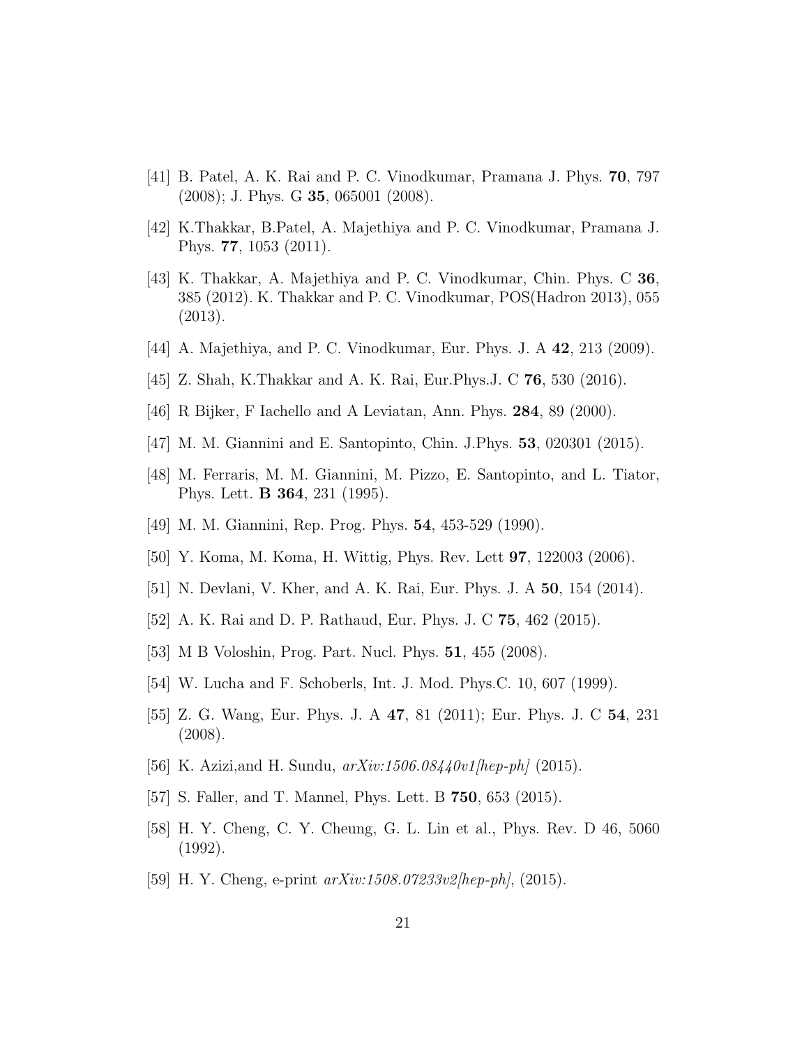[41] B. Patel, A. K. Rai and P. C. Vinodkumar, Pramana J. Phys. **70**, 797 (2008); J. Phys. G **35**, 065001 (2008).

[42] K.Thakkar, B.Patel, A. Majethiya and P. C. Vinodkumar, Pramana J. Phys. **77**, 1053 (2011).

[43] K. Thakkar, A. Majethiya and P. C. Vinodkumar, Chin. Phys. C **36**, 385 (2012). K. Thakkar and P. C. Vinodkumar, POS(Hadron 2013), 055 (2013).

[44] A. Majethiya, and P. C. Vinodkumar, Eur. Phys. J. A **42**, 213 (2009).

[45] Z. Shah, K.Thakkar and A. K. Rai, Eur.Phys.J. C **76**, 530 (2016).

[46] R Bijker, F Iachello and A Leviatan, Ann. Phys. **284**, 89 (2000).

[47] M. M. Giannini and E. Santopinto, Chin. J.Phys. **53**, 020301 (2015).

[48] M. Ferraris, M. M. Giannini, M. Pizzo, E. Santopinto, and L. Tiator, Phys. Lett. **B 364**, 231 (1995).

[49] M. M. Giannini, Rep. Prog. Phys. **54**, 453-529 (1990).

[50] Y. Koma, M. Koma, H. Wittig, Phys. Rev. Lett **97**, 122003 (2006).

[51] N. Devlani, V. Kher, and A. K. Rai, Eur. Phys. J. A **50**, 154 (2014).

[52] A. K. Rai and D. P. Rathaud, Eur. Phys. J. C **75**, 462 (2015).

[53] M B Voloshin, Prog. Part. Nucl. Phys. **51**, 455 (2008).

[54] W. Lucha and F. Schoberls, Int. J. Mod. Phys.C. 10, 607 (1999).

[55] Z. G. Wang, Eur. Phys. J. A **47**, 81 (2011); Eur. Phys. J. C **54**, 231 (2008).

[56] K. Azizi,and H. Sundu, *arXiv:1506.08440v1[hep-ph]* (2015).

[57] S. Faller, and T. Mannel, Phys. Lett. B **750**, 653 (2015).

[58] H. Y. Cheng, C. Y. Cheung, G. L. Lin et al., Phys. Rev. D 46, 5060 (1992).

[59] H. Y. Cheng, e-print *arXiv:1508.07233v2[hep-ph]*, (2015).